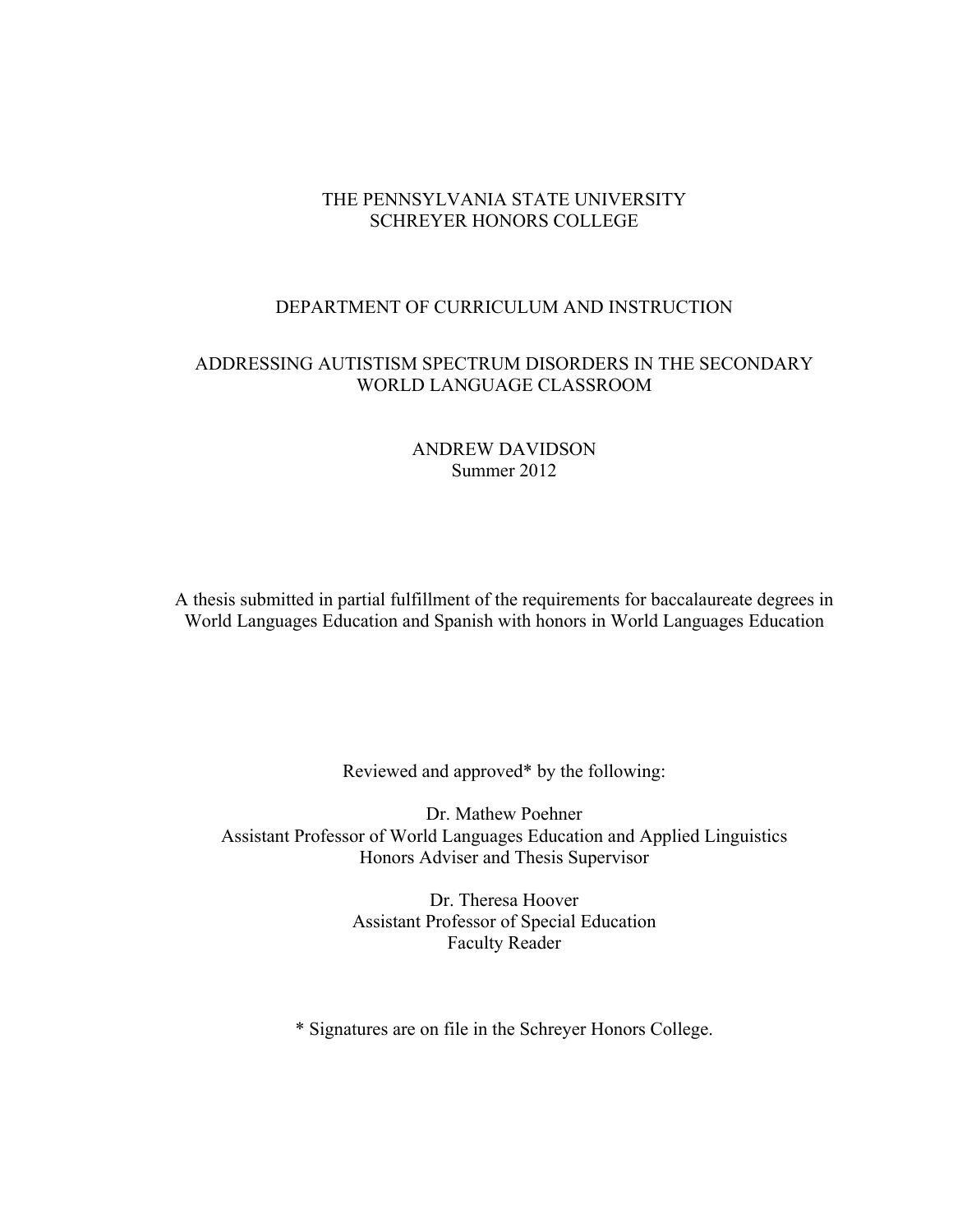THE PENNSYLVANIA STATE UNIVERSITY
SCHREYER HONORS COLLEGE

DEPARTMENT OF CURRICULUM AND INSTRUCTION

# ADDRESSING AUTISTISM SPECTRUM DISORDERS IN THE SECONDARY WORLD LANGUAGE CLASSROOM

ANDREW DAVIDSON
Summer 2012

A thesis submitted in partial fulfillment of the requirements for baccalaureate degrees in World Languages Education and Spanish with honors in World Languages Education

Reviewed and approved* by the following:

Dr. Mathew Poehner
Assistant Professor of World Languages Education and Applied Linguistics
Honors Adviser and Thesis Supervisor

Dr. Theresa Hoover
Assistant Professor of Special Education
Faculty Reader

* Signatures are on file in the Schreyer Honors College.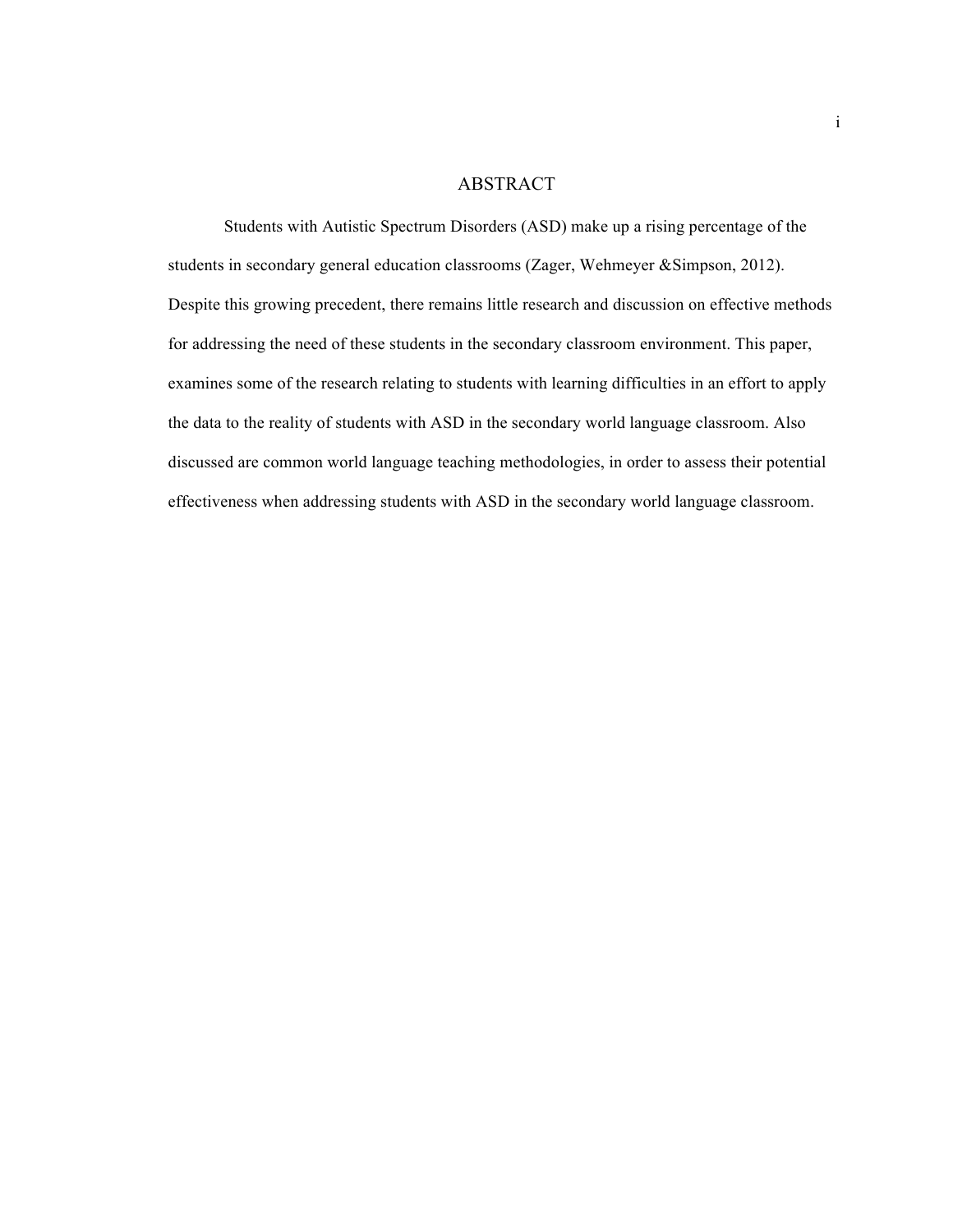# ABSTRACT

Students with Autistic Spectrum Disorders (ASD) make up a rising percentage of the students in secondary general education classrooms (Zager, Wehmeyer &Simpson, 2012). Despite this growing precedent, there remains little research and discussion on effective methods for addressing the need of these students in the secondary classroom environment. This paper, examines some of the research relating to students with learning difficulties in an effort to apply the data to the reality of students with ASD in the secondary world language classroom. Also discussed are common world language teaching methodologies, in order to assess their potential effectiveness when addressing students with ASD in the secondary world language classroom.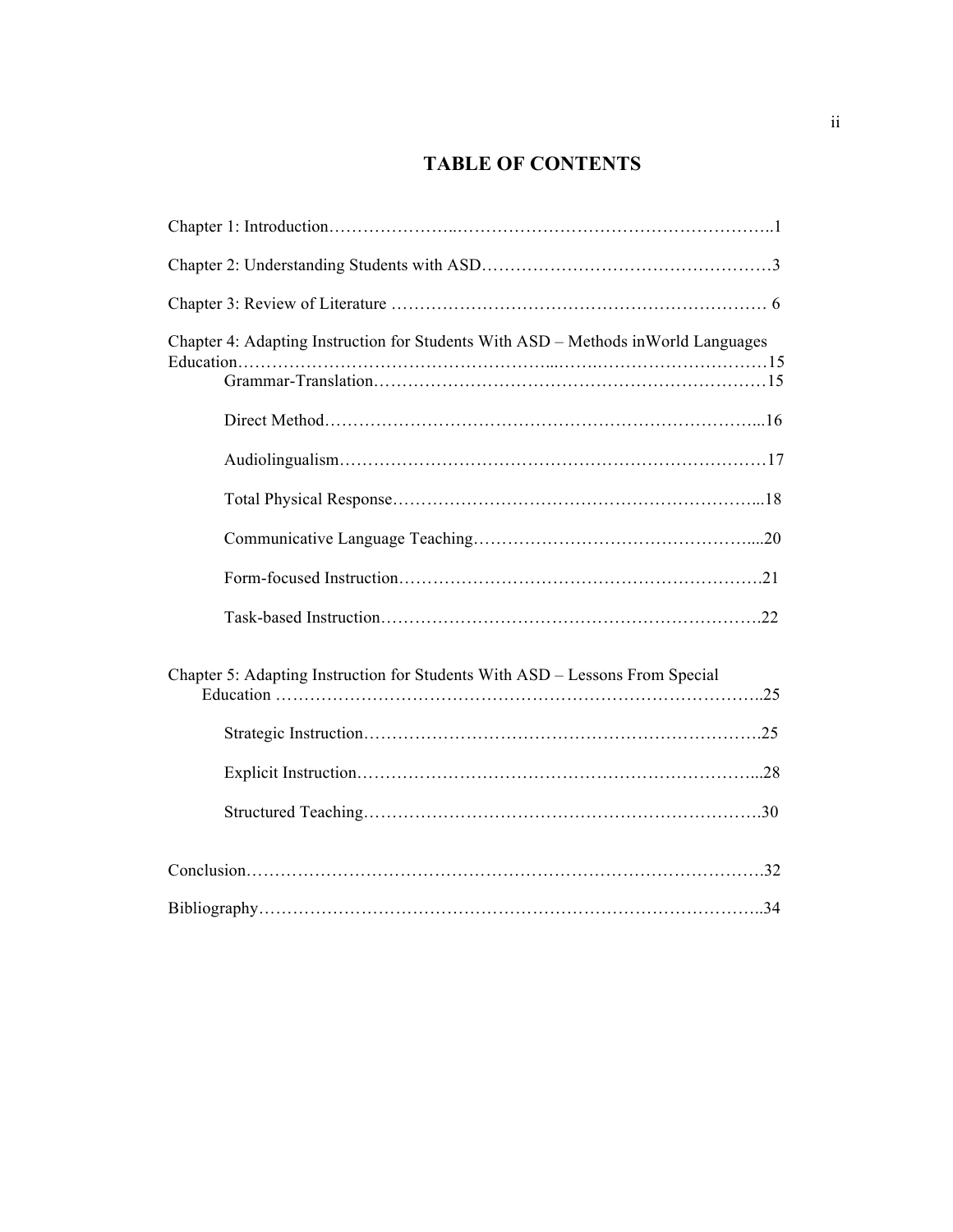# TABLE OF CONTENTS

Chapter 1: Introduction……………………………………………………………………..1

Chapter 2: Understanding Students with ASD……………………………………………3

Chapter 3: Review of Literature ………………………………………………………… 6

Chapter 4: Adapting Instruction for Students With ASD – Methods inWorld Languages Education……………………………………………………………………………15

- Grammar-Translation……………………………………………………………15
- Direct Method……………………………………………………………………...16
- Audiolingualism…………………………………………………………………17
- Total Physical Response………………………………………………………...18
- Communicative Language Teaching…………………………………………....20
- Form-focused Instruction………………………………………………………21
- Task-based Instruction………………………………………………………….22

Chapter 5: Adapting Instruction for Students With ASD – Lessons From Special Education ………………………………………………………………………..25

- Strategic Instruction…………………………………………………………….25
- Explicit Instruction……………………………………………………………...28
- Structured Teaching…………………………………………………………….30

Conclusion……………………………………………………………………………….32

Bibliography……………………………………………………………………………..34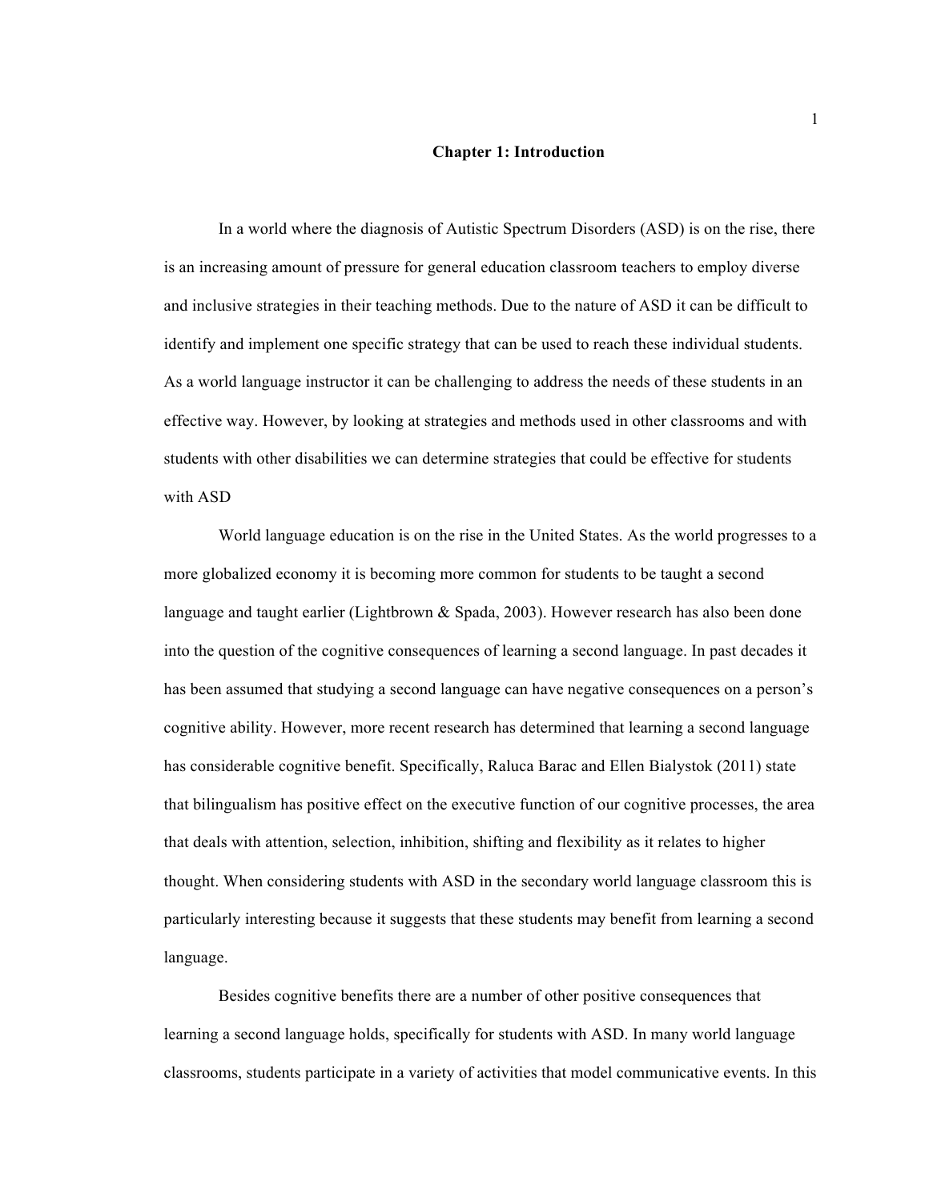# Chapter 1: Introduction

In a world where the diagnosis of Autistic Spectrum Disorders (ASD) is on the rise, there is an increasing amount of pressure for general education classroom teachers to employ diverse and inclusive strategies in their teaching methods. Due to the nature of ASD it can be difficult to identify and implement one specific strategy that can be used to reach these individual students. As a world language instructor it can be challenging to address the needs of these students in an effective way. However, by looking at strategies and methods used in other classrooms and with students with other disabilities we can determine strategies that could be effective for students with ASD

World language education is on the rise in the United States. As the world progresses to a more globalized economy it is becoming more common for students to be taught a second language and taught earlier (Lightbrown & Spada, 2003). However research has also been done into the question of the cognitive consequences of learning a second language. In past decades it has been assumed that studying a second language can have negative consequences on a person's cognitive ability. However, more recent research has determined that learning a second language has considerable cognitive benefit. Specifically, Raluca Barac and Ellen Bialystok (2011) state that bilingualism has positive effect on the executive function of our cognitive processes, the area that deals with attention, selection, inhibition, shifting and flexibility as it relates to higher thought. When considering students with ASD in the secondary world language classroom this is particularly interesting because it suggests that these students may benefit from learning a second language.

Besides cognitive benefits there are a number of other positive consequences that learning a second language holds, specifically for students with ASD. In many world language classrooms, students participate in a variety of activities that model communicative events. In this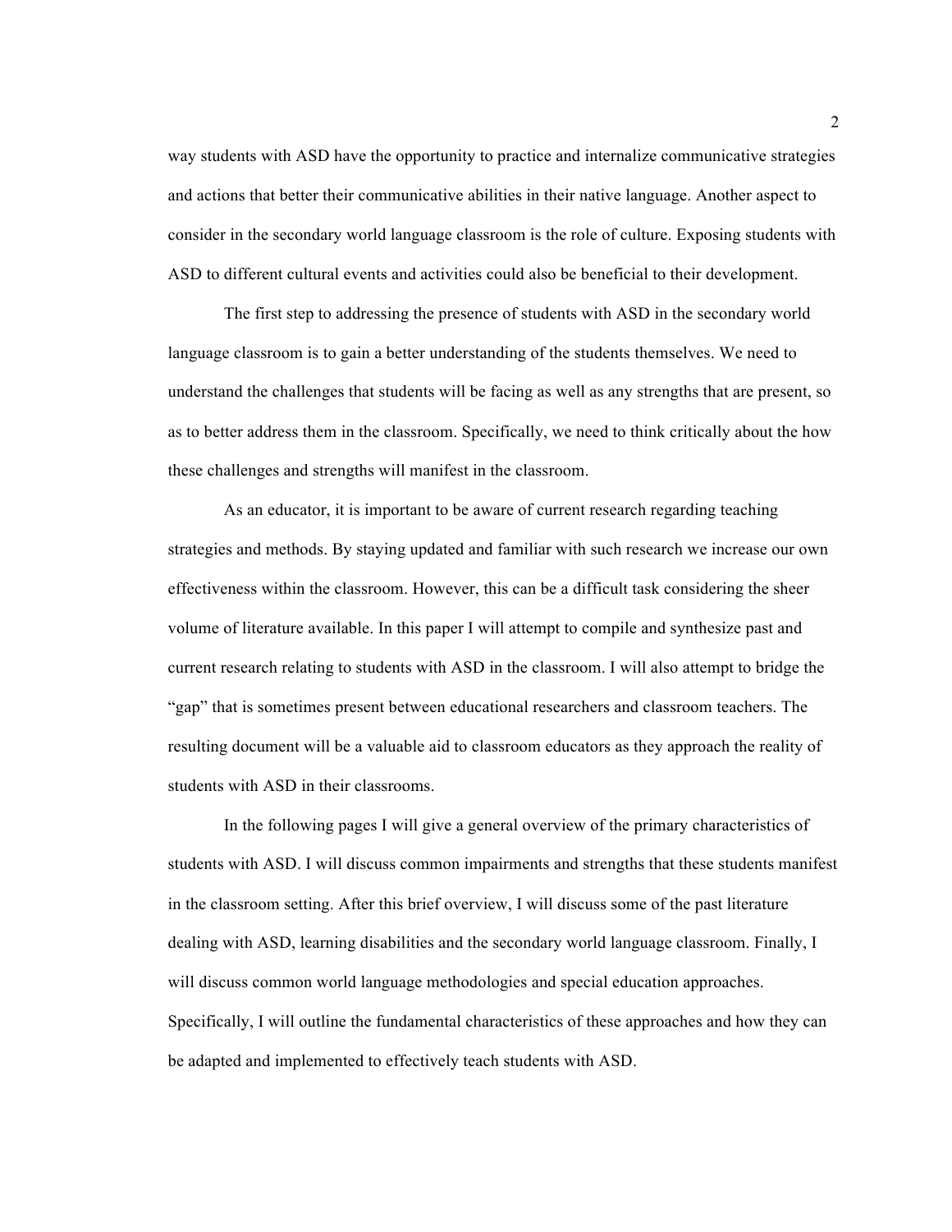way students with ASD have the opportunity to practice and internalize communicative strategies and actions that better their communicative abilities in their native language. Another aspect to consider in the secondary world language classroom is the role of culture. Exposing students with ASD to different cultural events and activities could also be beneficial to their development.

The first step to addressing the presence of students with ASD in the secondary world language classroom is to gain a better understanding of the students themselves. We need to understand the challenges that students will be facing as well as any strengths that are present, so as to better address them in the classroom. Specifically, we need to think critically about the how these challenges and strengths will manifest in the classroom.

As an educator, it is important to be aware of current research regarding teaching strategies and methods. By staying updated and familiar with such research we increase our own effectiveness within the classroom. However, this can be a difficult task considering the sheer volume of literature available. In this paper I will attempt to compile and synthesize past and current research relating to students with ASD in the classroom. I will also attempt to bridge the "gap" that is sometimes present between educational researchers and classroom teachers. The resulting document will be a valuable aid to classroom educators as they approach the reality of students with ASD in their classrooms.

In the following pages I will give a general overview of the primary characteristics of students with ASD. I will discuss common impairments and strengths that these students manifest in the classroom setting. After this brief overview, I will discuss some of the past literature dealing with ASD, learning disabilities and the secondary world language classroom. Finally, I will discuss common world language methodologies and special education approaches. Specifically, I will outline the fundamental characteristics of these approaches and how they can be adapted and implemented to effectively teach students with ASD.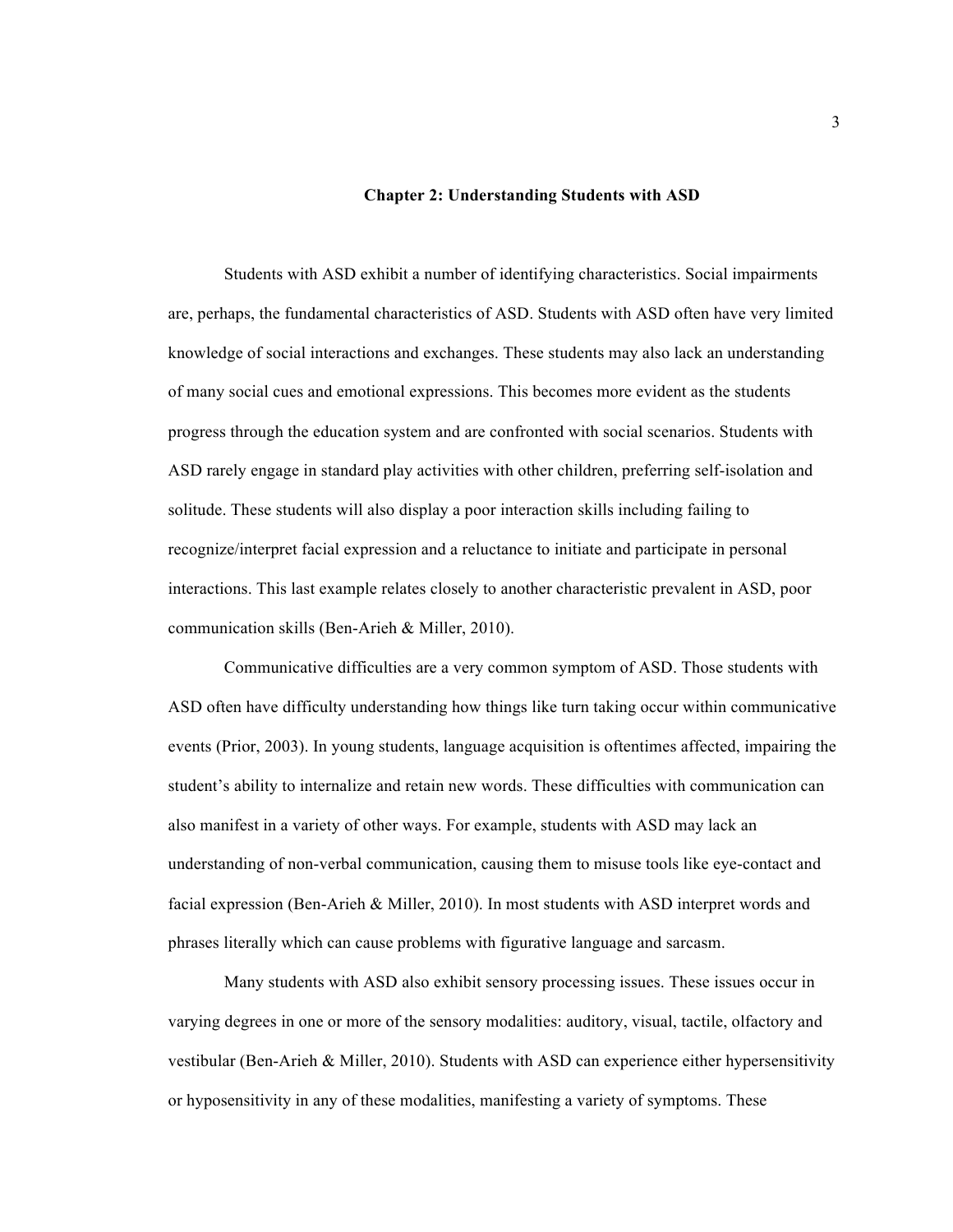## Chapter 2: Understanding Students with ASD

Students with ASD exhibit a number of identifying characteristics. Social impairments are, perhaps, the fundamental characteristics of ASD. Students with ASD often have very limited knowledge of social interactions and exchanges. These students may also lack an understanding of many social cues and emotional expressions. This becomes more evident as the students progress through the education system and are confronted with social scenarios. Students with ASD rarely engage in standard play activities with other children, preferring self-isolation and solitude. These students will also display a poor interaction skills including failing to recognize/interpret facial expression and a reluctance to initiate and participate in personal interactions. This last example relates closely to another characteristic prevalent in ASD, poor communication skills (Ben-Arieh & Miller, 2010).

Communicative difficulties are a very common symptom of ASD. Those students with ASD often have difficulty understanding how things like turn taking occur within communicative events (Prior, 2003). In young students, language acquisition is oftentimes affected, impairing the student's ability to internalize and retain new words. These difficulties with communication can also manifest in a variety of other ways. For example, students with ASD may lack an understanding of non-verbal communication, causing them to misuse tools like eye-contact and facial expression (Ben-Arieh & Miller, 2010). In most students with ASD interpret words and phrases literally which can cause problems with figurative language and sarcasm.

Many students with ASD also exhibit sensory processing issues. These issues occur in varying degrees in one or more of the sensory modalities: auditory, visual, tactile, olfactory and vestibular (Ben-Arieh & Miller, 2010). Students with ASD can experience either hypersensitivity or hyposensitivity in any of these modalities, manifesting a variety of symptoms. These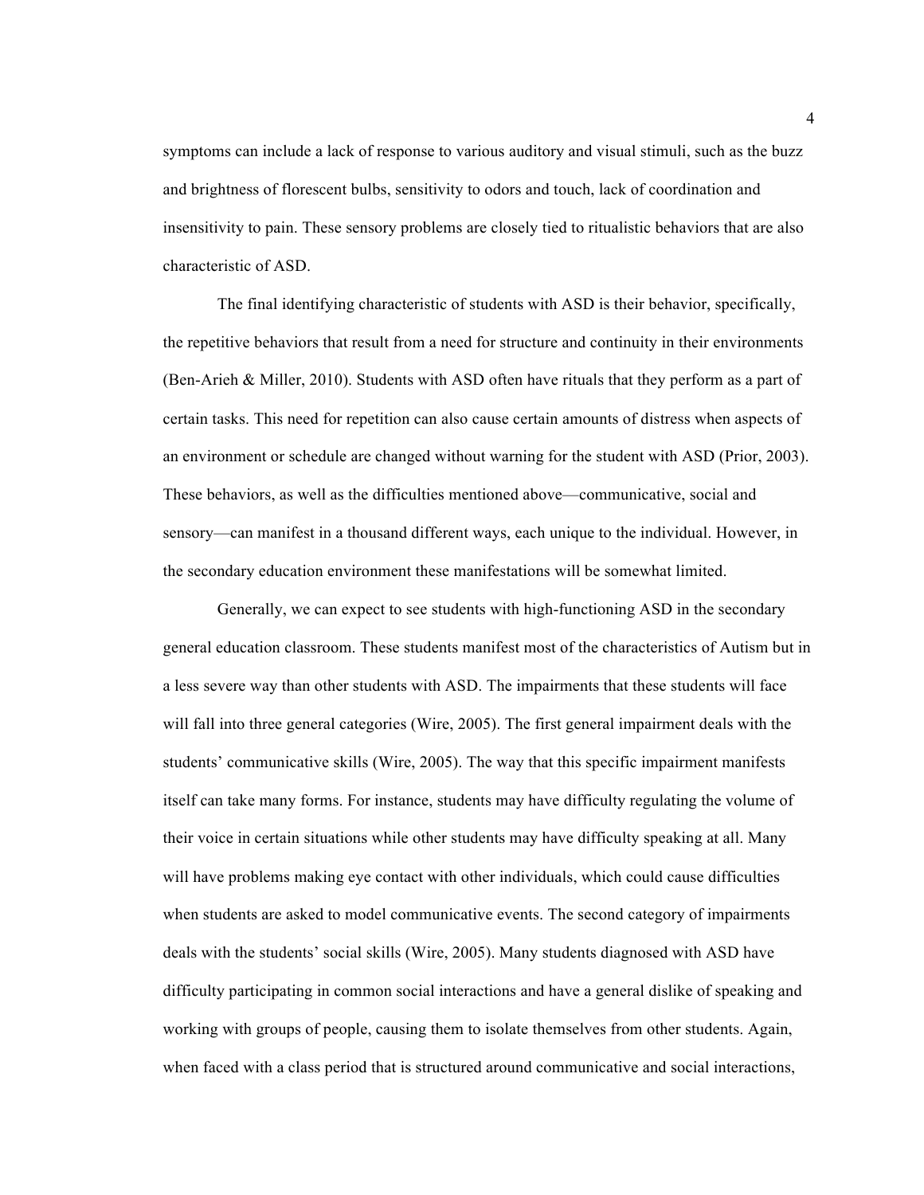symptoms can include a lack of response to various auditory and visual stimuli, such as the buzz and brightness of florescent bulbs, sensitivity to odors and touch, lack of coordination and insensitivity to pain. These sensory problems are closely tied to ritualistic behaviors that are also characteristic of ASD.

The final identifying characteristic of students with ASD is their behavior, specifically, the repetitive behaviors that result from a need for structure and continuity in their environments (Ben-Arieh & Miller, 2010). Students with ASD often have rituals that they perform as a part of certain tasks. This need for repetition can also cause certain amounts of distress when aspects of an environment or schedule are changed without warning for the student with ASD (Prior, 2003). These behaviors, as well as the difficulties mentioned above—communicative, social and sensory—can manifest in a thousand different ways, each unique to the individual. However, in the secondary education environment these manifestations will be somewhat limited.

Generally, we can expect to see students with high-functioning ASD in the secondary general education classroom. These students manifest most of the characteristics of Autism but in a less severe way than other students with ASD. The impairments that these students will face will fall into three general categories (Wire, 2005). The first general impairment deals with the students' communicative skills (Wire, 2005). The way that this specific impairment manifests itself can take many forms. For instance, students may have difficulty regulating the volume of their voice in certain situations while other students may have difficulty speaking at all. Many will have problems making eye contact with other individuals, which could cause difficulties when students are asked to model communicative events. The second category of impairments deals with the students' social skills (Wire, 2005). Many students diagnosed with ASD have difficulty participating in common social interactions and have a general dislike of speaking and working with groups of people, causing them to isolate themselves from other students. Again, when faced with a class period that is structured around communicative and social interactions,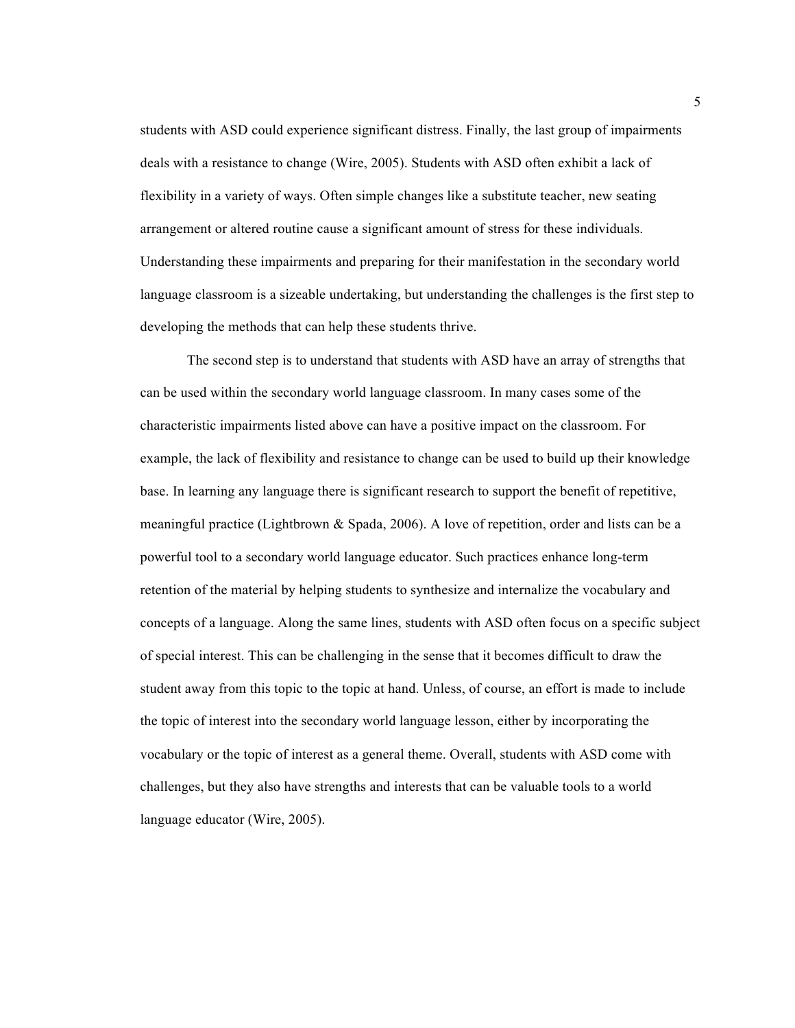students with ASD could experience significant distress. Finally, the last group of impairments deals with a resistance to change (Wire, 2005). Students with ASD often exhibit a lack of flexibility in a variety of ways. Often simple changes like a substitute teacher, new seating arrangement or altered routine cause a significant amount of stress for these individuals. Understanding these impairments and preparing for their manifestation in the secondary world language classroom is a sizeable undertaking, but understanding the challenges is the first step to developing the methods that can help these students thrive.

The second step is to understand that students with ASD have an array of strengths that can be used within the secondary world language classroom. In many cases some of the characteristic impairments listed above can have a positive impact on the classroom. For example, the lack of flexibility and resistance to change can be used to build up their knowledge base. In learning any language there is significant research to support the benefit of repetitive, meaningful practice (Lightbrown & Spada, 2006). A love of repetition, order and lists can be a powerful tool to a secondary world language educator. Such practices enhance long-term retention of the material by helping students to synthesize and internalize the vocabulary and concepts of a language. Along the same lines, students with ASD often focus on a specific subject of special interest. This can be challenging in the sense that it becomes difficult to draw the student away from this topic to the topic at hand. Unless, of course, an effort is made to include the topic of interest into the secondary world language lesson, either by incorporating the vocabulary or the topic of interest as a general theme. Overall, students with ASD come with challenges, but they also have strengths and interests that can be valuable tools to a world language educator (Wire, 2005).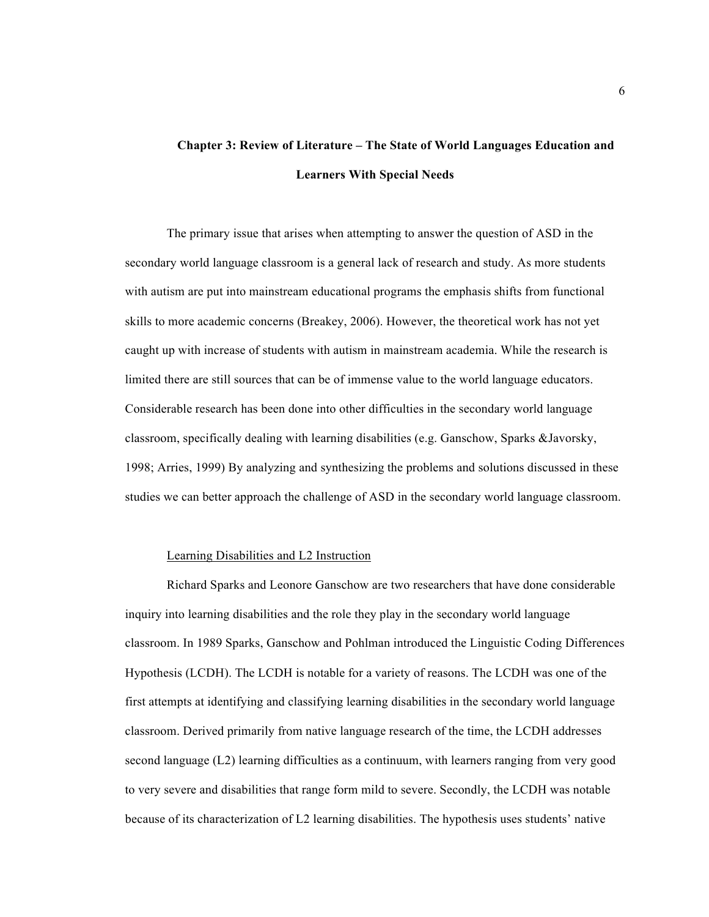## Chapter 3: Review of Literature – The State of World Languages Education and Learners With Special Needs

The primary issue that arises when attempting to answer the question of ASD in the secondary world language classroom is a general lack of research and study. As more students with autism are put into mainstream educational programs the emphasis shifts from functional skills to more academic concerns (Breakey, 2006). However, the theoretical work has not yet caught up with increase of students with autism in mainstream academia. While the research is limited there are still sources that can be of immense value to the world language educators. Considerable research has been done into other difficulties in the secondary world language classroom, specifically dealing with learning disabilities (e.g. Ganschow, Sparks &Javorsky, 1998; Arries, 1999) By analyzing and synthesizing the problems and solutions discussed in these studies we can better approach the challenge of ASD in the secondary world language classroom.

### Learning Disabilities and L2 Instruction

Richard Sparks and Leonore Ganschow are two researchers that have done considerable inquiry into learning disabilities and the role they play in the secondary world language classroom. In 1989 Sparks, Ganschow and Pohlman introduced the Linguistic Coding Differences Hypothesis (LCDH). The LCDH is notable for a variety of reasons. The LCDH was one of the first attempts at identifying and classifying learning disabilities in the secondary world language classroom. Derived primarily from native language research of the time, the LCDH addresses second language (L2) learning difficulties as a continuum, with learners ranging from very good to very severe and disabilities that range form mild to severe. Secondly, the LCDH was notable because of its characterization of L2 learning disabilities. The hypothesis uses students' native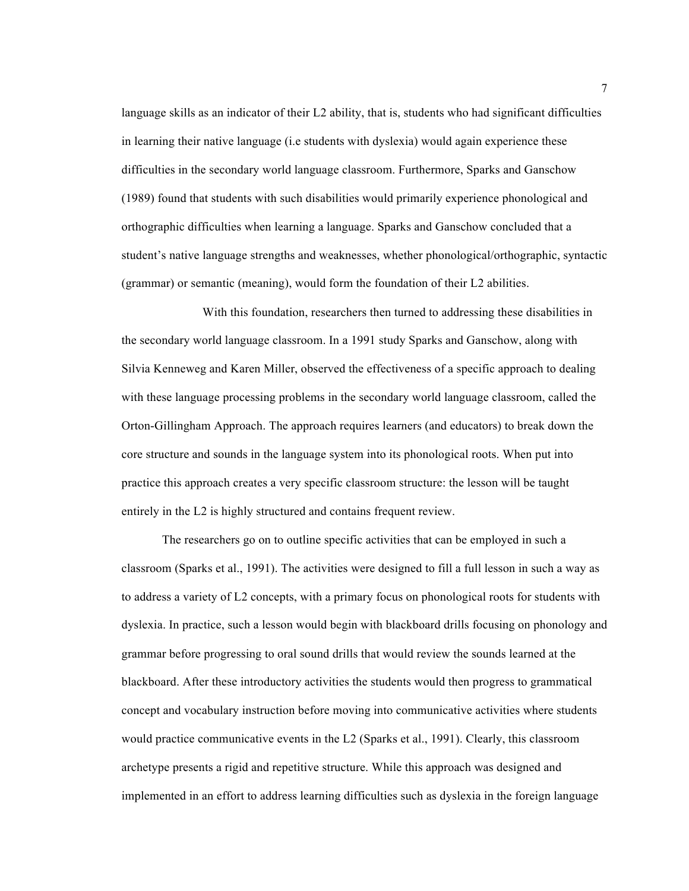language skills as an indicator of their L2 ability, that is, students who had significant difficulties in learning their native language (i.e students with dyslexia) would again experience these difficulties in the secondary world language classroom. Furthermore, Sparks and Ganschow (1989) found that students with such disabilities would primarily experience phonological and orthographic difficulties when learning a language. Sparks and Ganschow concluded that a student's native language strengths and weaknesses, whether phonological/orthographic, syntactic (grammar) or semantic (meaning), would form the foundation of their L2 abilities.

With this foundation, researchers then turned to addressing these disabilities in the secondary world language classroom. In a 1991 study Sparks and Ganschow, along with Silvia Kenneweg and Karen Miller, observed the effectiveness of a specific approach to dealing with these language processing problems in the secondary world language classroom, called the Orton-Gillingham Approach. The approach requires learners (and educators) to break down the core structure and sounds in the language system into its phonological roots. When put into practice this approach creates a very specific classroom structure: the lesson will be taught entirely in the L2 is highly structured and contains frequent review.

The researchers go on to outline specific activities that can be employed in such a classroom (Sparks et al., 1991). The activities were designed to fill a full lesson in such a way as to address a variety of L2 concepts, with a primary focus on phonological roots for students with dyslexia. In practice, such a lesson would begin with blackboard drills focusing on phonology and grammar before progressing to oral sound drills that would review the sounds learned at the blackboard. After these introductory activities the students would then progress to grammatical concept and vocabulary instruction before moving into communicative activities where students would practice communicative events in the L2 (Sparks et al., 1991). Clearly, this classroom archetype presents a rigid and repetitive structure. While this approach was designed and implemented in an effort to address learning difficulties such as dyslexia in the foreign language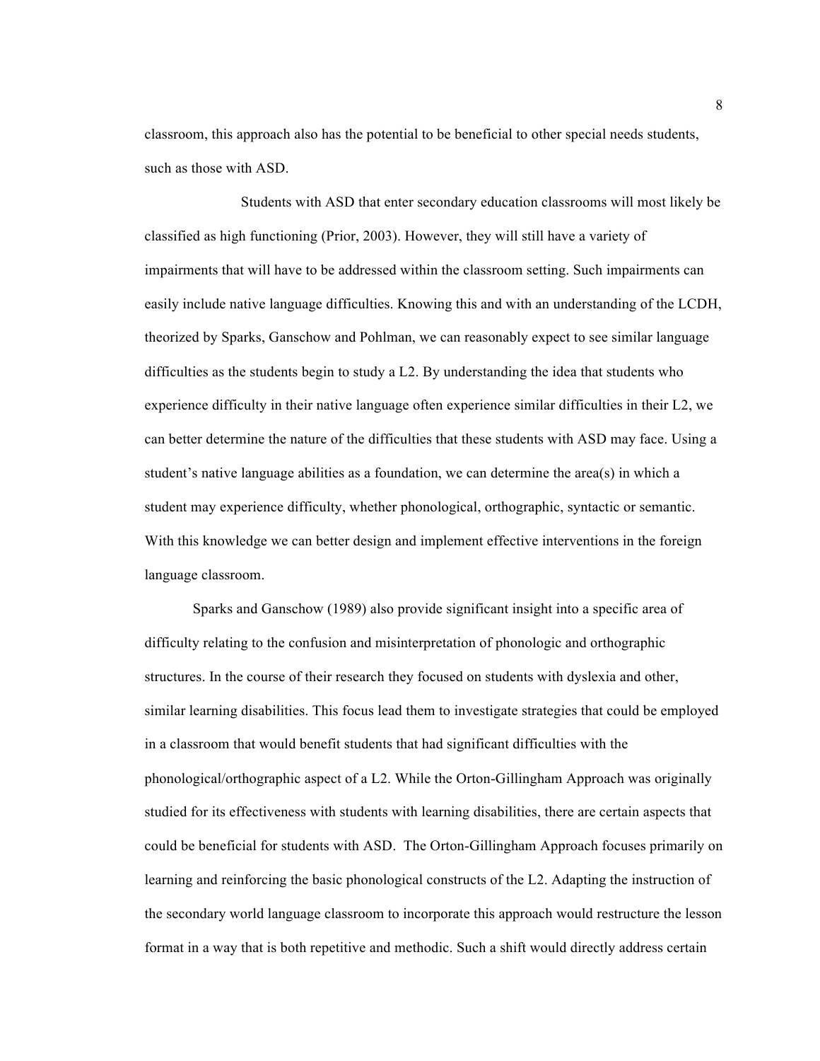classroom, this approach also has the potential to be beneficial to other special needs students, such as those with ASD.

Students with ASD that enter secondary education classrooms will most likely be classified as high functioning (Prior, 2003). However, they will still have a variety of impairments that will have to be addressed within the classroom setting. Such impairments can easily include native language difficulties. Knowing this and with an understanding of the LCDH, theorized by Sparks, Ganschow and Pohlman, we can reasonably expect to see similar language difficulties as the students begin to study a L2. By understanding the idea that students who experience difficulty in their native language often experience similar difficulties in their L2, we can better determine the nature of the difficulties that these students with ASD may face. Using a student's native language abilities as a foundation, we can determine the area(s) in which a student may experience difficulty, whether phonological, orthographic, syntactic or semantic. With this knowledge we can better design and implement effective interventions in the foreign language classroom.

Sparks and Ganschow (1989) also provide significant insight into a specific area of difficulty relating to the confusion and misinterpretation of phonologic and orthographic structures. In the course of their research they focused on students with dyslexia and other, similar learning disabilities. This focus lead them to investigate strategies that could be employed in a classroom that would benefit students that had significant difficulties with the phonological/orthographic aspect of a L2. While the Orton-Gillingham Approach was originally studied for its effectiveness with students with learning disabilities, there are certain aspects that could be beneficial for students with ASD. The Orton-Gillingham Approach focuses primarily on learning and reinforcing the basic phonological constructs of the L2. Adapting the instruction of the secondary world language classroom to incorporate this approach would restructure the lesson format in a way that is both repetitive and methodic. Such a shift would directly address certain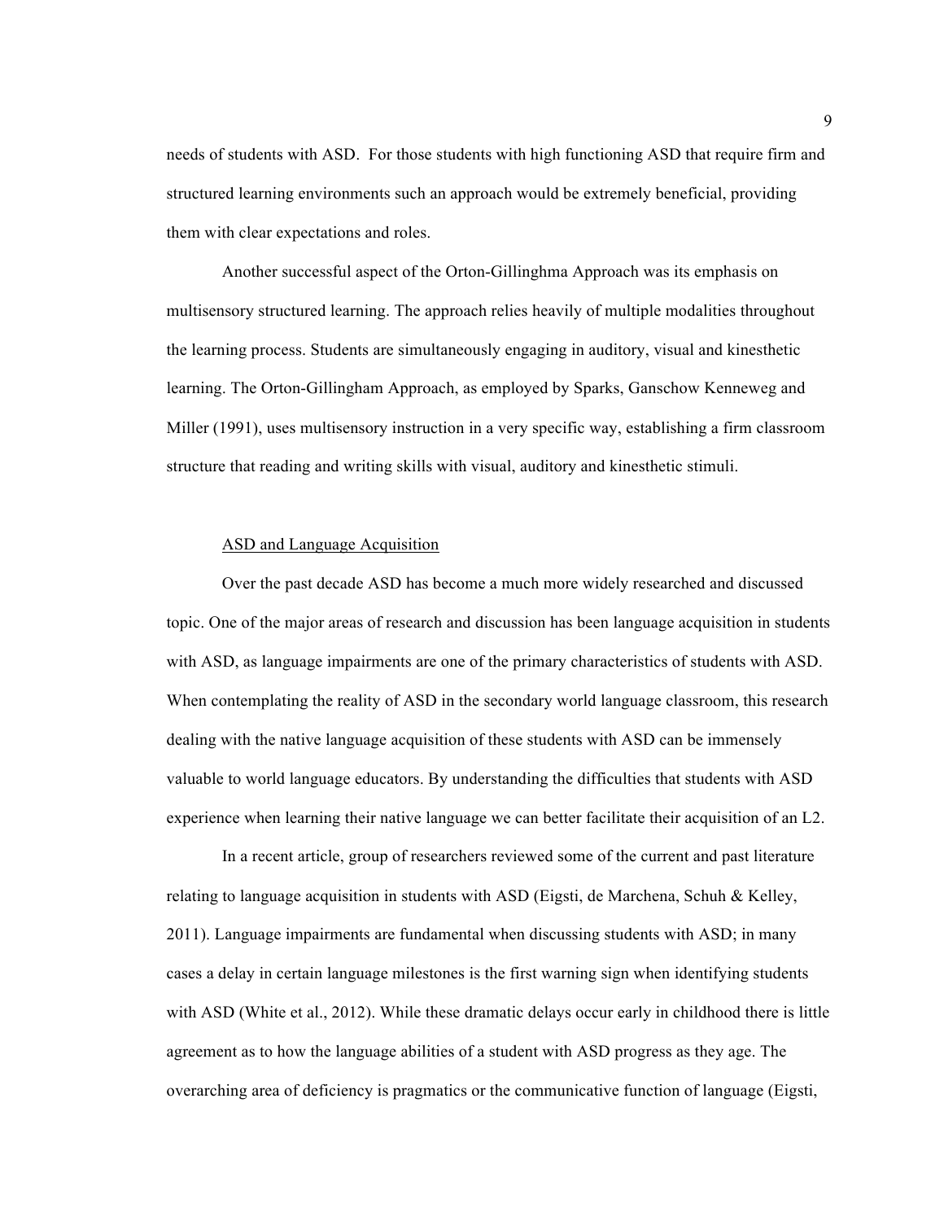needs of students with ASD. For those students with high functioning ASD that require firm and structured learning environments such an approach would be extremely beneficial, providing them with clear expectations and roles.

Another successful aspect of the Orton-Gillinghma Approach was its emphasis on multisensory structured learning. The approach relies heavily of multiple modalities throughout the learning process. Students are simultaneously engaging in auditory, visual and kinesthetic learning. The Orton-Gillingham Approach, as employed by Sparks, Ganschow Kenneweg and Miller (1991), uses multisensory instruction in a very specific way, establishing a firm classroom structure that reading and writing skills with visual, auditory and kinesthetic stimuli.

### ASD and Language Acquisition

Over the past decade ASD has become a much more widely researched and discussed topic. One of the major areas of research and discussion has been language acquisition in students with ASD, as language impairments are one of the primary characteristics of students with ASD. When contemplating the reality of ASD in the secondary world language classroom, this research dealing with the native language acquisition of these students with ASD can be immensely valuable to world language educators. By understanding the difficulties that students with ASD experience when learning their native language we can better facilitate their acquisition of an L2.

In a recent article, group of researchers reviewed some of the current and past literature relating to language acquisition in students with ASD (Eigsti, de Marchena, Schuh & Kelley, 2011). Language impairments are fundamental when discussing students with ASD; in many cases a delay in certain language milestones is the first warning sign when identifying students with ASD (White et al., 2012). While these dramatic delays occur early in childhood there is little agreement as to how the language abilities of a student with ASD progress as they age. The overarching area of deficiency is pragmatics or the communicative function of language (Eigsti,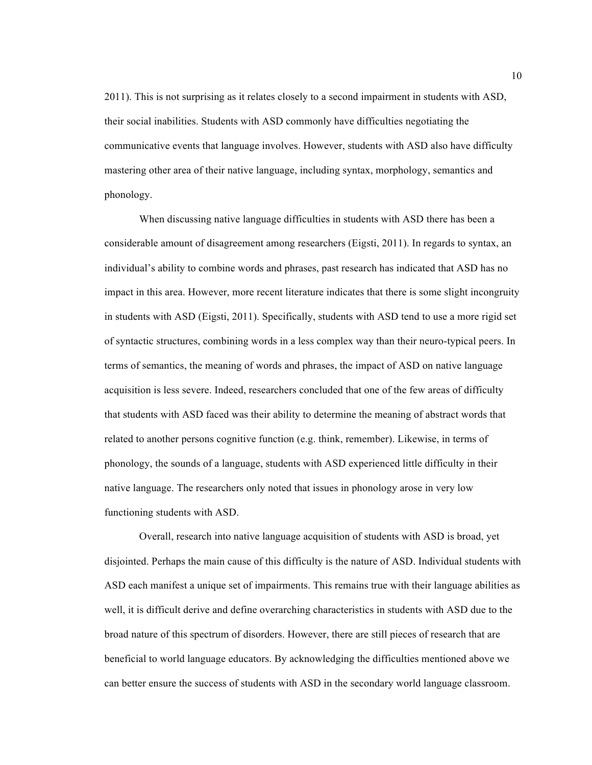2011). This is not surprising as it relates closely to a second impairment in students with ASD, their social inabilities. Students with ASD commonly have difficulties negotiating the communicative events that language involves. However, students with ASD also have difficulty mastering other area of their native language, including syntax, morphology, semantics and phonology.

When discussing native language difficulties in students with ASD there has been a considerable amount of disagreement among researchers (Eigsti, 2011). In regards to syntax, an individual's ability to combine words and phrases, past research has indicated that ASD has no impact in this area. However, more recent literature indicates that there is some slight incongruity in students with ASD (Eigsti, 2011). Specifically, students with ASD tend to use a more rigid set of syntactic structures, combining words in a less complex way than their neuro-typical peers. In terms of semantics, the meaning of words and phrases, the impact of ASD on native language acquisition is less severe. Indeed, researchers concluded that one of the few areas of difficulty that students with ASD faced was their ability to determine the meaning of abstract words that related to another persons cognitive function (e.g. think, remember). Likewise, in terms of phonology, the sounds of a language, students with ASD experienced little difficulty in their native language. The researchers only noted that issues in phonology arose in very low functioning students with ASD.

Overall, research into native language acquisition of students with ASD is broad, yet disjointed. Perhaps the main cause of this difficulty is the nature of ASD. Individual students with ASD each manifest a unique set of impairments. This remains true with their language abilities as well, it is difficult derive and define overarching characteristics in students with ASD due to the broad nature of this spectrum of disorders. However, there are still pieces of research that are beneficial to world language educators. By acknowledging the difficulties mentioned above we can better ensure the success of students with ASD in the secondary world language classroom.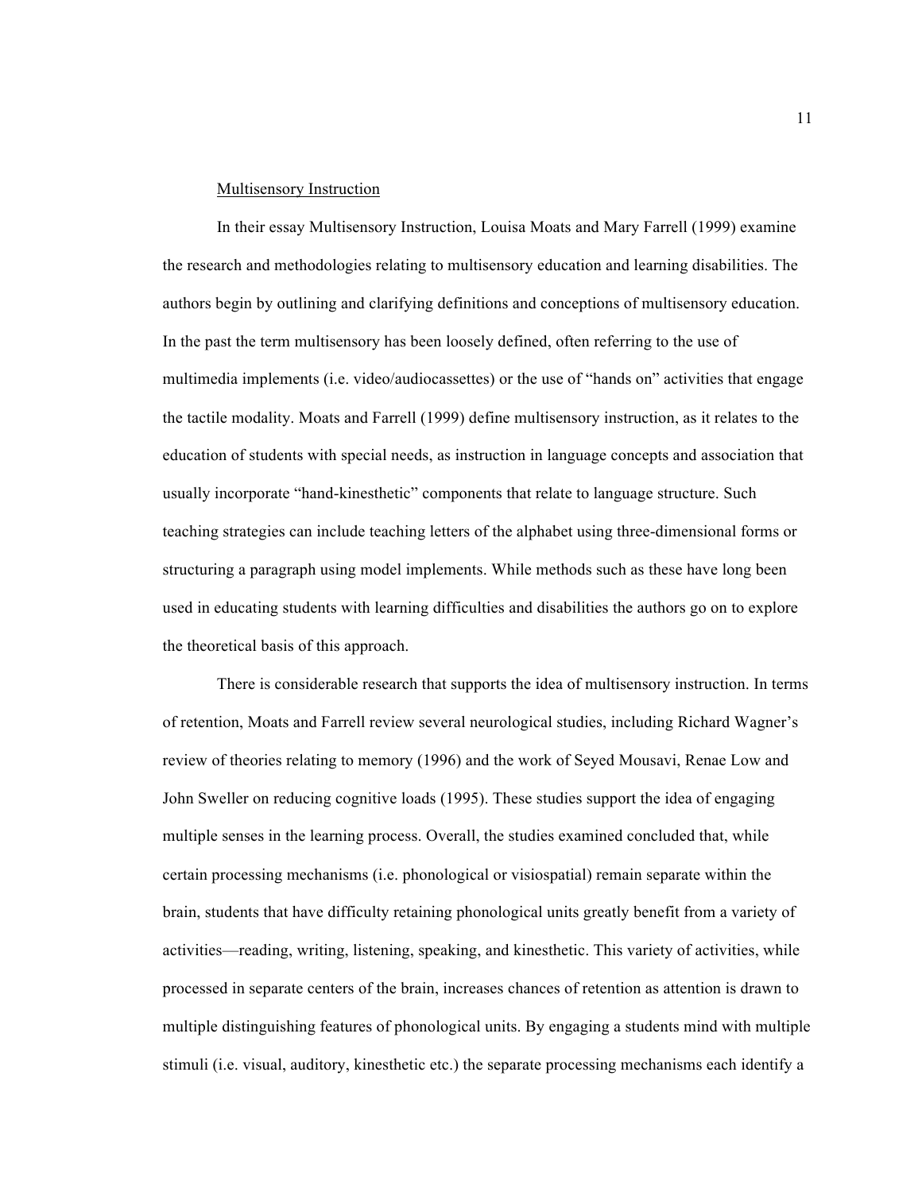Multisensory Instruction

In their essay Multisensory Instruction, Louisa Moats and Mary Farrell (1999) examine the research and methodologies relating to multisensory education and learning disabilities. The authors begin by outlining and clarifying definitions and conceptions of multisensory education. In the past the term multisensory has been loosely defined, often referring to the use of multimedia implements (i.e. video/audiocassettes) or the use of "hands on" activities that engage the tactile modality. Moats and Farrell (1999) define multisensory instruction, as it relates to the education of students with special needs, as instruction in language concepts and association that usually incorporate "hand-kinesthetic" components that relate to language structure. Such teaching strategies can include teaching letters of the alphabet using three-dimensional forms or structuring a paragraph using model implements. While methods such as these have long been used in educating students with learning difficulties and disabilities the authors go on to explore the theoretical basis of this approach.

There is considerable research that supports the idea of multisensory instruction. In terms of retention, Moats and Farrell review several neurological studies, including Richard Wagner's review of theories relating to memory (1996) and the work of Seyed Mousavi, Renae Low and John Sweller on reducing cognitive loads (1995). These studies support the idea of engaging multiple senses in the learning process. Overall, the studies examined concluded that, while certain processing mechanisms (i.e. phonological or visiospatial) remain separate within the brain, students that have difficulty retaining phonological units greatly benefit from a variety of activities—reading, writing, listening, speaking, and kinesthetic. This variety of activities, while processed in separate centers of the brain, increases chances of retention as attention is drawn to multiple distinguishing features of phonological units. By engaging a students mind with multiple stimuli (i.e. visual, auditory, kinesthetic etc.) the separate processing mechanisms each identify a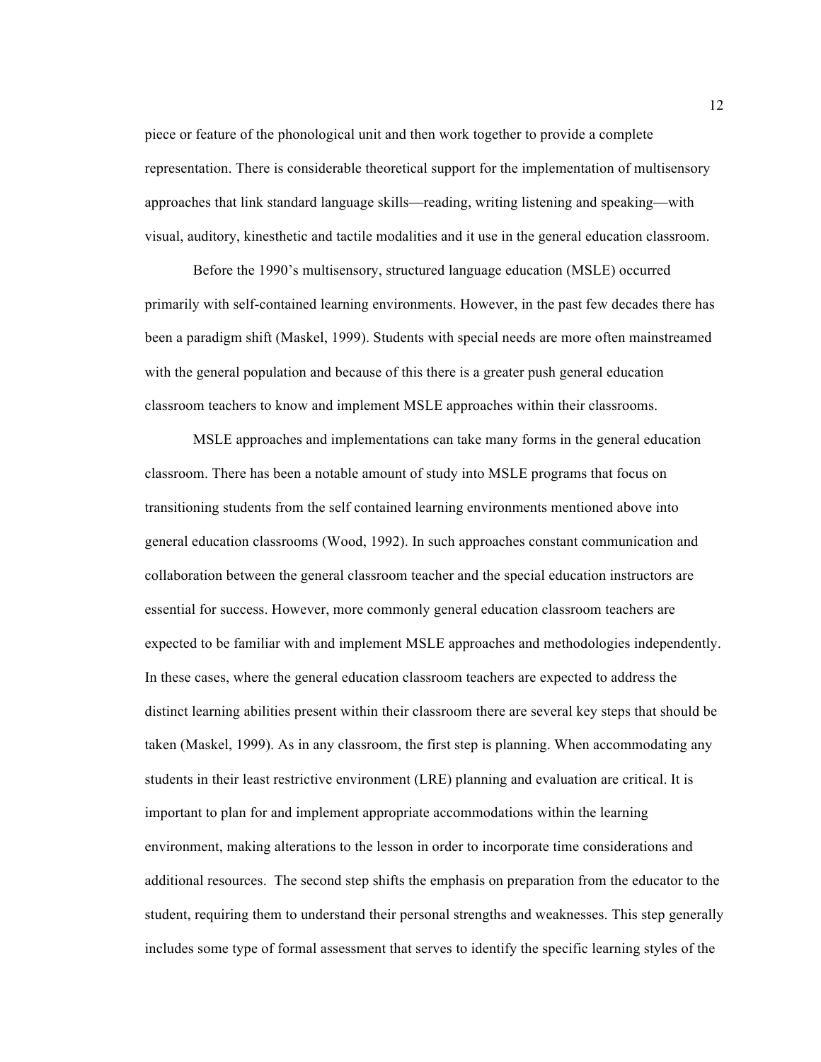piece or feature of the phonological unit and then work together to provide a complete representation. There is considerable theoretical support for the implementation of multisensory approaches that link standard language skills—reading, writing listening and speaking—with visual, auditory, kinesthetic and tactile modalities and it use in the general education classroom.

Before the 1990's multisensory, structured language education (MSLE) occurred primarily with self-contained learning environments. However, in the past few decades there has been a paradigm shift (Maskel, 1999). Students with special needs are more often mainstreamed with the general population and because of this there is a greater push general education classroom teachers to know and implement MSLE approaches within their classrooms.

MSLE approaches and implementations can take many forms in the general education classroom. There has been a notable amount of study into MSLE programs that focus on transitioning students from the self contained learning environments mentioned above into general education classrooms (Wood, 1992). In such approaches constant communication and collaboration between the general classroom teacher and the special education instructors are essential for success. However, more commonly general education classroom teachers are expected to be familiar with and implement MSLE approaches and methodologies independently. In these cases, where the general education classroom teachers are expected to address the distinct learning abilities present within their classroom there are several key steps that should be taken (Maskel, 1999). As in any classroom, the first step is planning. When accommodating any students in their least restrictive environment (LRE) planning and evaluation are critical. It is important to plan for and implement appropriate accommodations within the learning environment, making alterations to the lesson in order to incorporate time considerations and additional resources. The second step shifts the emphasis on preparation from the educator to the student, requiring them to understand their personal strengths and weaknesses. This step generally includes some type of formal assessment that serves to identify the specific learning styles of the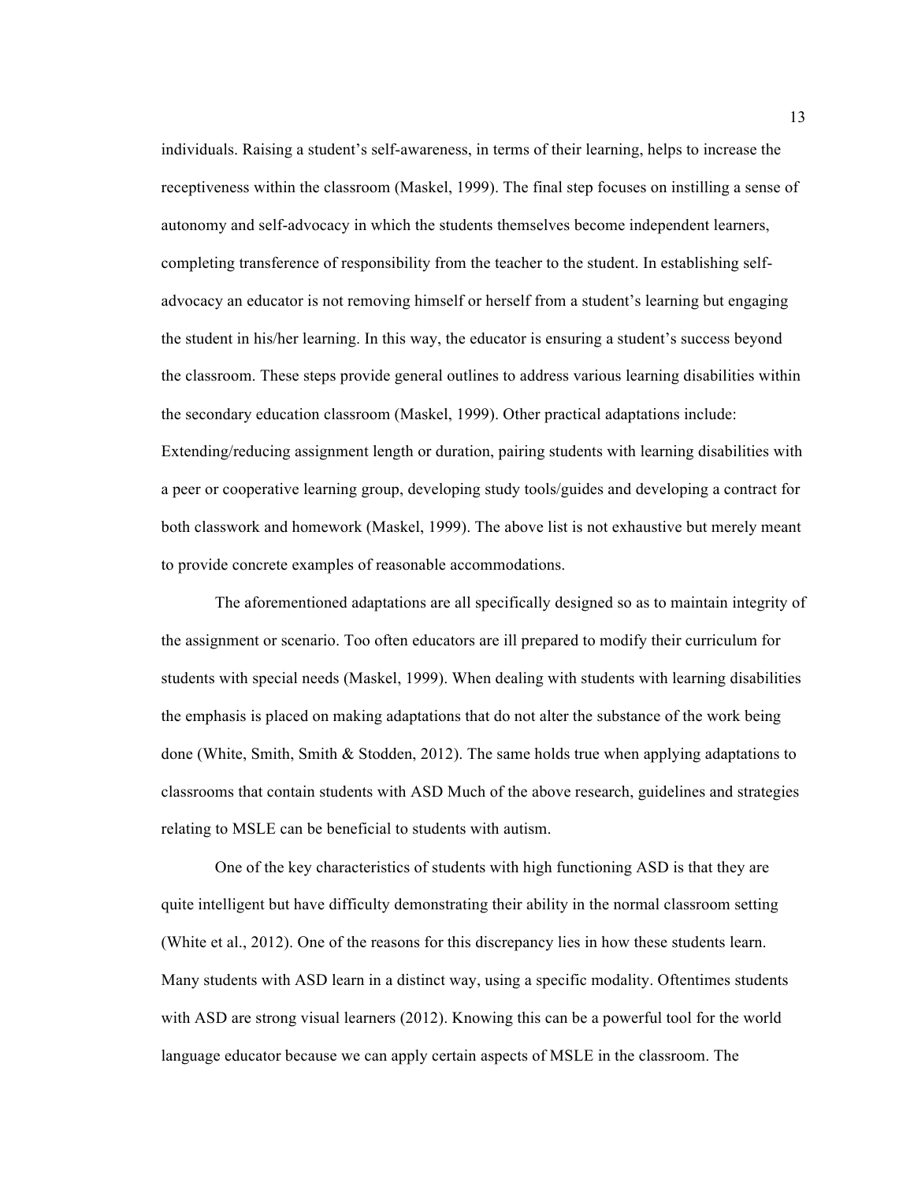individuals. Raising a student's self-awareness, in terms of their learning, helps to increase the receptiveness within the classroom (Maskel, 1999). The final step focuses on instilling a sense of autonomy and self-advocacy in which the students themselves become independent learners, completing transference of responsibility from the teacher to the student. In establishing self-advocacy an educator is not removing himself or herself from a student's learning but engaging the student in his/her learning. In this way, the educator is ensuring a student's success beyond the classroom. These steps provide general outlines to address various learning disabilities within the secondary education classroom (Maskel, 1999). Other practical adaptations include: Extending/reducing assignment length or duration, pairing students with learning disabilities with a peer or cooperative learning group, developing study tools/guides and developing a contract for both classwork and homework (Maskel, 1999). The above list is not exhaustive but merely meant to provide concrete examples of reasonable accommodations.

The aforementioned adaptations are all specifically designed so as to maintain integrity of the assignment or scenario. Too often educators are ill prepared to modify their curriculum for students with special needs (Maskel, 1999). When dealing with students with learning disabilities the emphasis is placed on making adaptations that do not alter the substance of the work being done (White, Smith, Smith & Stodden, 2012). The same holds true when applying adaptations to classrooms that contain students with ASD Much of the above research, guidelines and strategies relating to MSLE can be beneficial to students with autism.

One of the key characteristics of students with high functioning ASD is that they are quite intelligent but have difficulty demonstrating their ability in the normal classroom setting (White et al., 2012). One of the reasons for this discrepancy lies in how these students learn. Many students with ASD learn in a distinct way, using a specific modality. Oftentimes students with ASD are strong visual learners (2012). Knowing this can be a powerful tool for the world language educator because we can apply certain aspects of MSLE in the classroom. The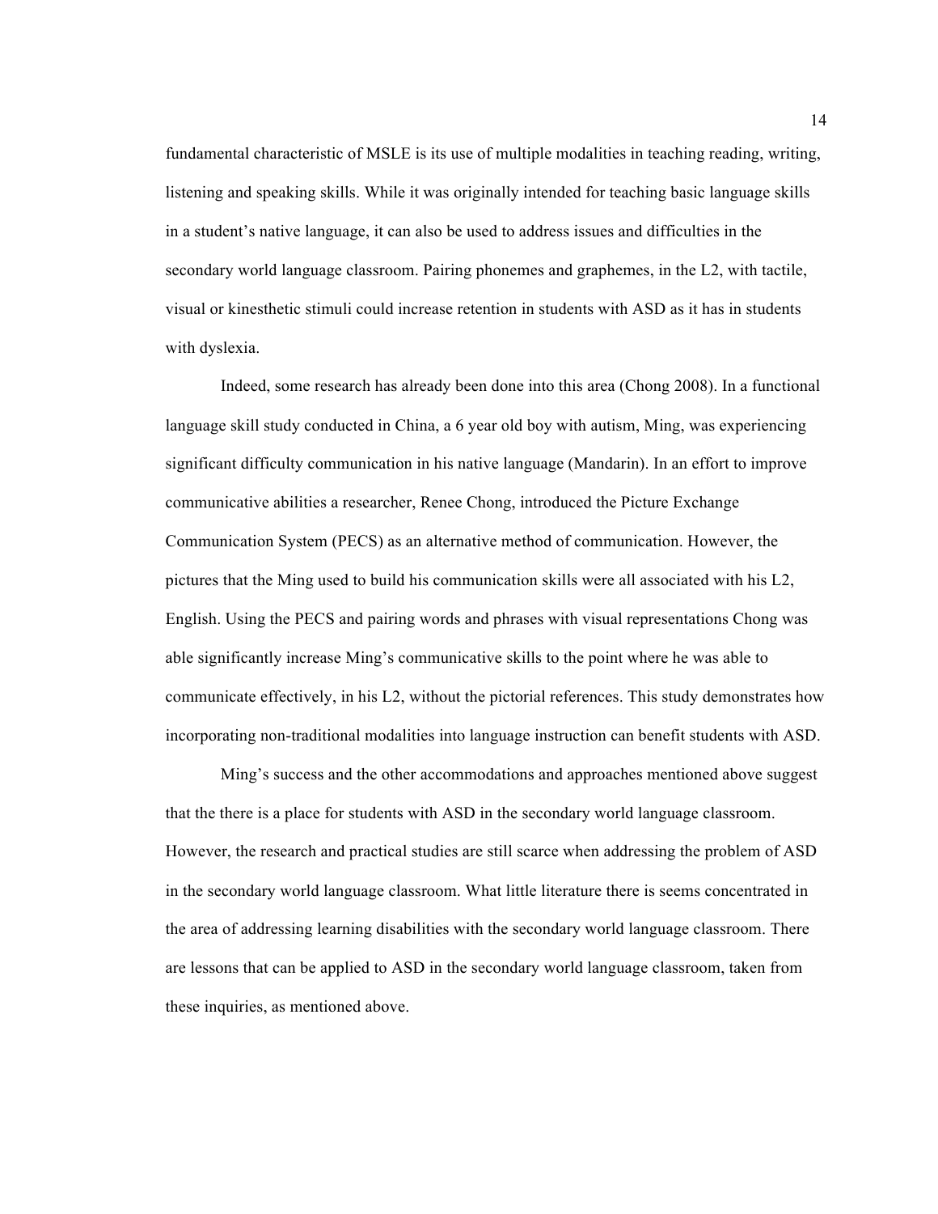fundamental characteristic of MSLE is its use of multiple modalities in teaching reading, writing, listening and speaking skills. While it was originally intended for teaching basic language skills in a student's native language, it can also be used to address issues and difficulties in the secondary world language classroom. Pairing phonemes and graphemes, in the L2, with tactile, visual or kinesthetic stimuli could increase retention in students with ASD as it has in students with dyslexia.

Indeed, some research has already been done into this area (Chong 2008). In a functional language skill study conducted in China, a 6 year old boy with autism, Ming, was experiencing significant difficulty communication in his native language (Mandarin). In an effort to improve communicative abilities a researcher, Renee Chong, introduced the Picture Exchange Communication System (PECS) as an alternative method of communication. However, the pictures that the Ming used to build his communication skills were all associated with his L2, English. Using the PECS and pairing words and phrases with visual representations Chong was able significantly increase Ming's communicative skills to the point where he was able to communicate effectively, in his L2, without the pictorial references. This study demonstrates how incorporating non-traditional modalities into language instruction can benefit students with ASD.

Ming's success and the other accommodations and approaches mentioned above suggest that the there is a place for students with ASD in the secondary world language classroom. However, the research and practical studies are still scarce when addressing the problem of ASD in the secondary world language classroom. What little literature there is seems concentrated in the area of addressing learning disabilities with the secondary world language classroom. There are lessons that can be applied to ASD in the secondary world language classroom, taken from these inquiries, as mentioned above.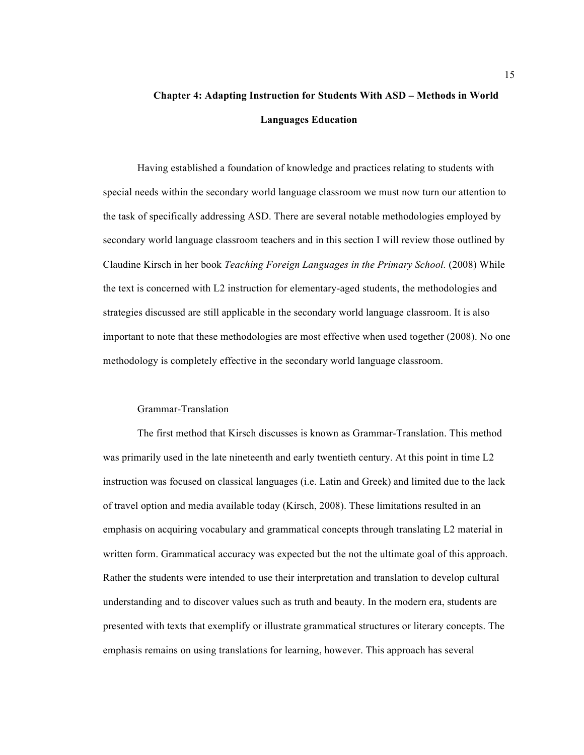## Chapter 4: Adapting Instruction for Students With ASD – Methods in World Languages Education

Having established a foundation of knowledge and practices relating to students with special needs within the secondary world language classroom we must now turn our attention to the task of specifically addressing ASD. There are several notable methodologies employed by secondary world language classroom teachers and in this section I will review those outlined by Claudine Kirsch in her book *Teaching Foreign Languages in the Primary School.* (2008) While the text is concerned with L2 instruction for elementary-aged students, the methodologies and strategies discussed are still applicable in the secondary world language classroom. It is also important to note that these methodologies are most effective when used together (2008). No one methodology is completely effective in the secondary world language classroom.

### Grammar-Translation

The first method that Kirsch discusses is known as Grammar-Translation. This method was primarily used in the late nineteenth and early twentieth century. At this point in time L2 instruction was focused on classical languages (i.e. Latin and Greek) and limited due to the lack of travel option and media available today (Kirsch, 2008). These limitations resulted in an emphasis on acquiring vocabulary and grammatical concepts through translating L2 material in written form. Grammatical accuracy was expected but the not the ultimate goal of this approach. Rather the students were intended to use their interpretation and translation to develop cultural understanding and to discover values such as truth and beauty. In the modern era, students are presented with texts that exemplify or illustrate grammatical structures or literary concepts. The emphasis remains on using translations for learning, however. This approach has several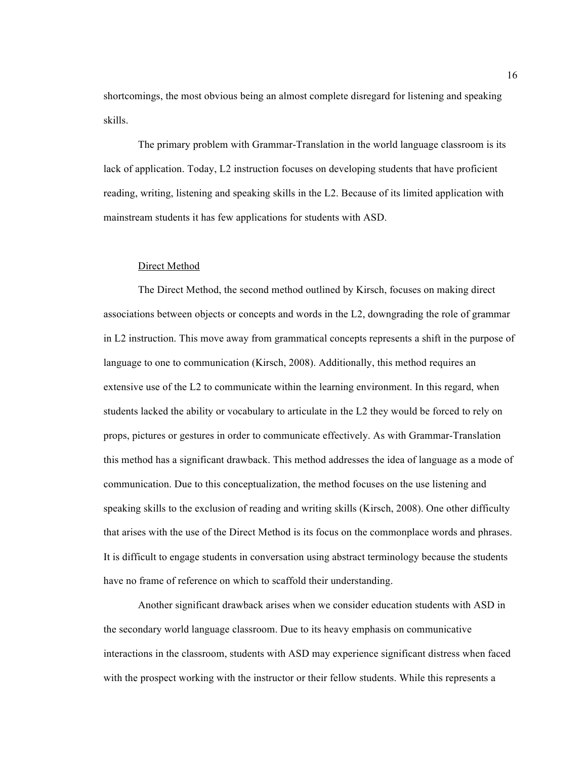shortcomings, the most obvious being an almost complete disregard for listening and speaking skills.

The primary problem with Grammar-Translation in the world language classroom is its lack of application. Today, L2 instruction focuses on developing students that have proficient reading, writing, listening and speaking skills in the L2. Because of its limited application with mainstream students it has few applications for students with ASD.

Direct Method

The Direct Method, the second method outlined by Kirsch, focuses on making direct associations between objects or concepts and words in the L2, downgrading the role of grammar in L2 instruction. This move away from grammatical concepts represents a shift in the purpose of language to one to communication (Kirsch, 2008). Additionally, this method requires an extensive use of the L2 to communicate within the learning environment. In this regard, when students lacked the ability or vocabulary to articulate in the L2 they would be forced to rely on props, pictures or gestures in order to communicate effectively. As with Grammar-Translation this method has a significant drawback. This method addresses the idea of language as a mode of communication. Due to this conceptualization, the method focuses on the use listening and speaking skills to the exclusion of reading and writing skills (Kirsch, 2008). One other difficulty that arises with the use of the Direct Method is its focus on the commonplace words and phrases. It is difficult to engage students in conversation using abstract terminology because the students have no frame of reference on which to scaffold their understanding.

Another significant drawback arises when we consider education students with ASD in the secondary world language classroom. Due to its heavy emphasis on communicative interactions in the classroom, students with ASD may experience significant distress when faced with the prospect working with the instructor or their fellow students. While this represents a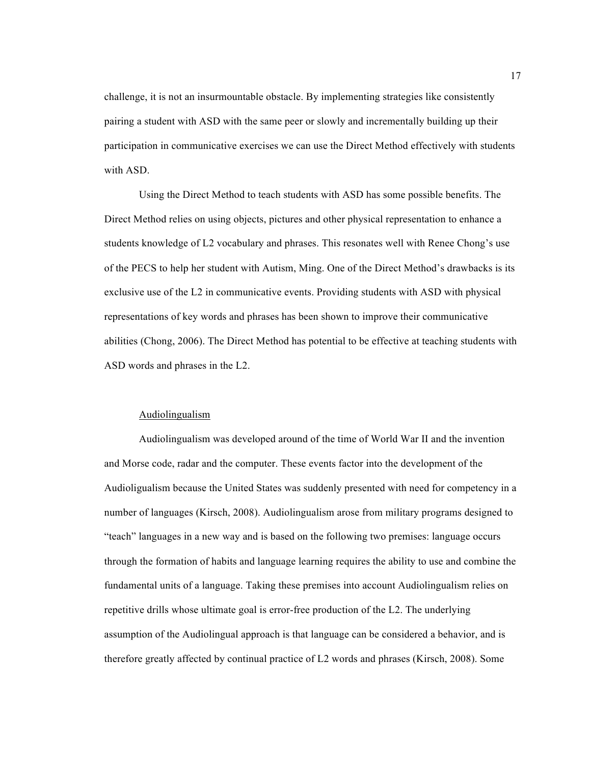challenge, it is not an insurmountable obstacle. By implementing strategies like consistently pairing a student with ASD with the same peer or slowly and incrementally building up their participation in communicative exercises we can use the Direct Method effectively with students with ASD.

Using the Direct Method to teach students with ASD has some possible benefits. The Direct Method relies on using objects, pictures and other physical representation to enhance a students knowledge of L2 vocabulary and phrases. This resonates well with Renee Chong's use of the PECS to help her student with Autism, Ming. One of the Direct Method's drawbacks is its exclusive use of the L2 in communicative events. Providing students with ASD with physical representations of key words and phrases has been shown to improve their communicative abilities (Chong, 2006). The Direct Method has potential to be effective at teaching students with ASD words and phrases in the L2.

## Audiolingualism

Audiolingualism was developed around of the time of World War II and the invention and Morse code, radar and the computer. These events factor into the development of the Audioligualism because the United States was suddenly presented with need for competency in a number of languages (Kirsch, 2008). Audiolingualism arose from military programs designed to "teach" languages in a new way and is based on the following two premises: language occurs through the formation of habits and language learning requires the ability to use and combine the fundamental units of a language. Taking these premises into account Audiolingualism relies on repetitive drills whose ultimate goal is error-free production of the L2. The underlying assumption of the Audiolingual approach is that language can be considered a behavior, and is therefore greatly affected by continual practice of L2 words and phrases (Kirsch, 2008). Some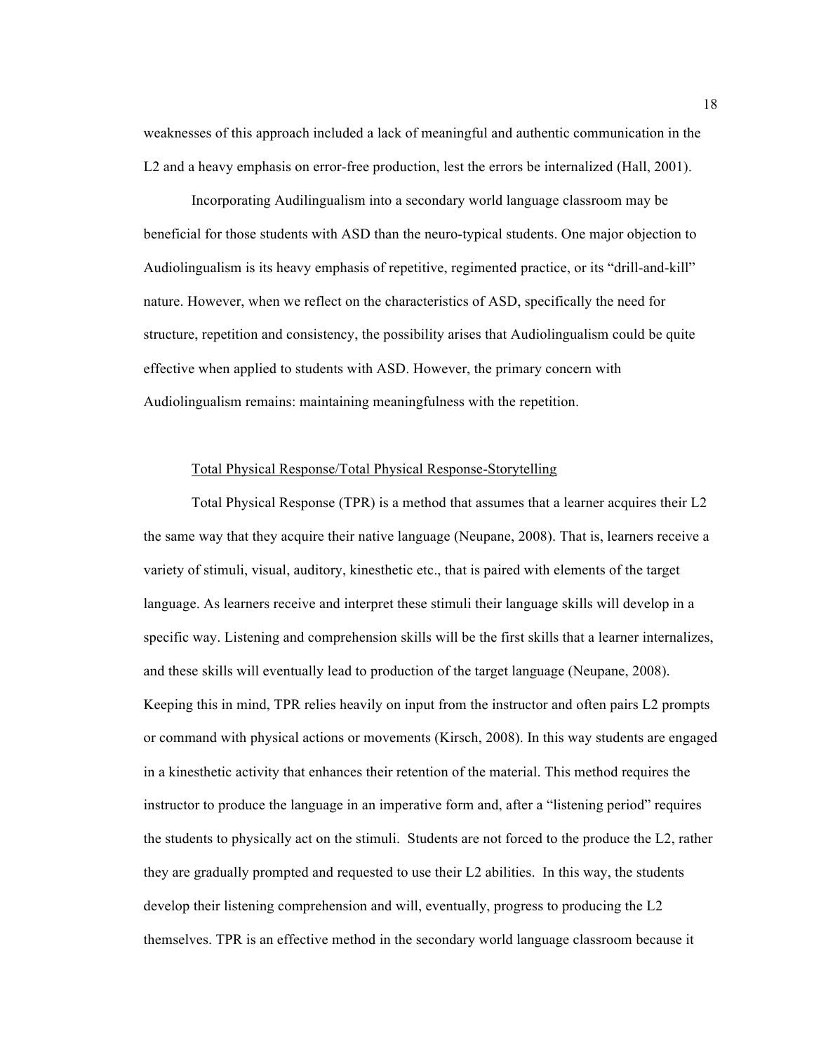weaknesses of this approach included a lack of meaningful and authentic communication in the L2 and a heavy emphasis on error-free production, lest the errors be internalized (Hall, 2001).

Incorporating Audilingualism into a secondary world language classroom may be beneficial for those students with ASD than the neuro-typical students. One major objection to Audiolingualism is its heavy emphasis of repetitive, regimented practice, or its "drill-and-kill" nature. However, when we reflect on the characteristics of ASD, specifically the need for structure, repetition and consistency, the possibility arises that Audiolingualism could be quite effective when applied to students with ASD. However, the primary concern with Audiolingualism remains: maintaining meaningfulness with the repetition.

### Total Physical Response/Total Physical Response-Storytelling

Total Physical Response (TPR) is a method that assumes that a learner acquires their L2 the same way that they acquire their native language (Neupane, 2008). That is, learners receive a variety of stimuli, visual, auditory, kinesthetic etc., that is paired with elements of the target language. As learners receive and interpret these stimuli their language skills will develop in a specific way. Listening and comprehension skills will be the first skills that a learner internalizes, and these skills will eventually lead to production of the target language (Neupane, 2008). Keeping this in mind, TPR relies heavily on input from the instructor and often pairs L2 prompts or command with physical actions or movements (Kirsch, 2008). In this way students are engaged in a kinesthetic activity that enhances their retention of the material. This method requires the instructor to produce the language in an imperative form and, after a "listening period" requires the students to physically act on the stimuli. Students are not forced to the produce the L2, rather they are gradually prompted and requested to use their L2 abilities. In this way, the students develop their listening comprehension and will, eventually, progress to producing the L2 themselves. TPR is an effective method in the secondary world language classroom because it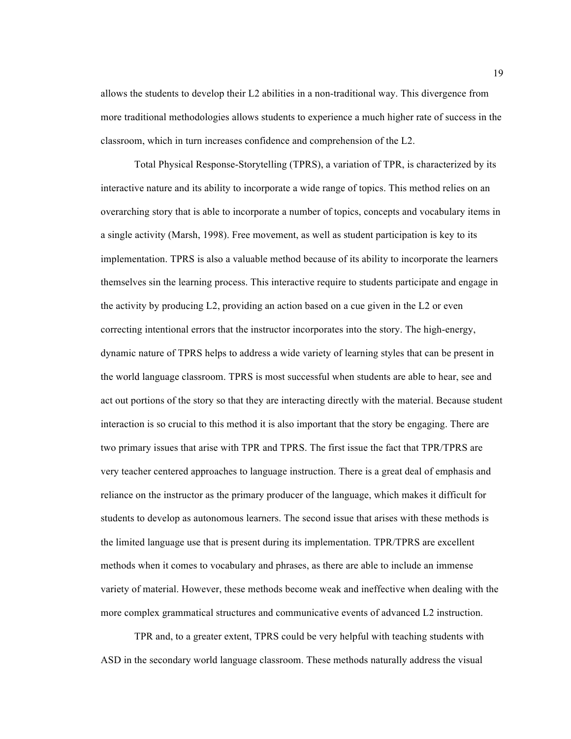allows the students to develop their L2 abilities in a non-traditional way. This divergence from more traditional methodologies allows students to experience a much higher rate of success in the classroom, which in turn increases confidence and comprehension of the L2.

Total Physical Response-Storytelling (TPRS), a variation of TPR, is characterized by its interactive nature and its ability to incorporate a wide range of topics. This method relies on an overarching story that is able to incorporate a number of topics, concepts and vocabulary items in a single activity (Marsh, 1998). Free movement, as well as student participation is key to its implementation. TPRS is also a valuable method because of its ability to incorporate the learners themselves sin the learning process. This interactive require to students participate and engage in the activity by producing L2, providing an action based on a cue given in the L2 or even correcting intentional errors that the instructor incorporates into the story. The high-energy, dynamic nature of TPRS helps to address a wide variety of learning styles that can be present in the world language classroom. TPRS is most successful when students are able to hear, see and act out portions of the story so that they are interacting directly with the material. Because student interaction is so crucial to this method it is also important that the story be engaging. There are two primary issues that arise with TPR and TPRS. The first issue the fact that TPR/TPRS are very teacher centered approaches to language instruction. There is a great deal of emphasis and reliance on the instructor as the primary producer of the language, which makes it difficult for students to develop as autonomous learners. The second issue that arises with these methods is the limited language use that is present during its implementation. TPR/TPRS are excellent methods when it comes to vocabulary and phrases, as there are able to include an immense variety of material. However, these methods become weak and ineffective when dealing with the more complex grammatical structures and communicative events of advanced L2 instruction.

TPR and, to a greater extent, TPRS could be very helpful with teaching students with ASD in the secondary world language classroom. These methods naturally address the visual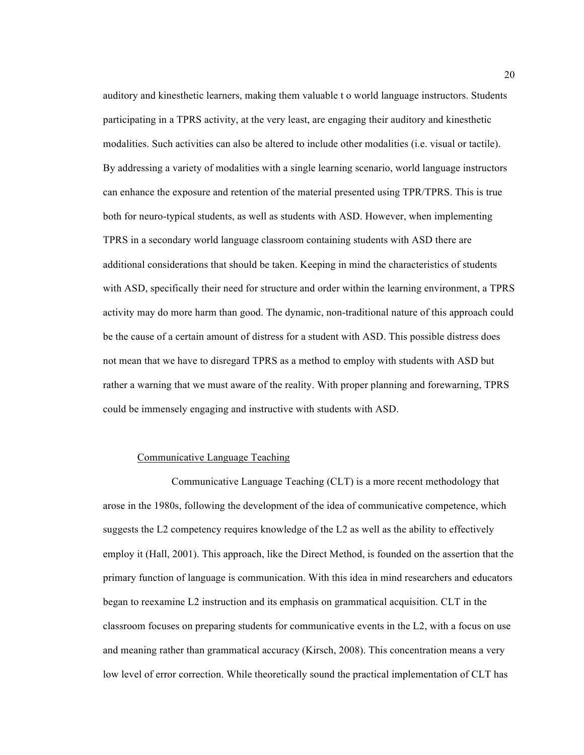auditory and kinesthetic learners, making them valuable t o world language instructors. Students participating in a TPRS activity, at the very least, are engaging their auditory and kinesthetic modalities. Such activities can also be altered to include other modalities (i.e. visual or tactile). By addressing a variety of modalities with a single learning scenario, world language instructors can enhance the exposure and retention of the material presented using TPR/TPRS. This is true both for neuro-typical students, as well as students with ASD. However, when implementing TPRS in a secondary world language classroom containing students with ASD there are additional considerations that should be taken. Keeping in mind the characteristics of students with ASD, specifically their need for structure and order within the learning environment, a TPRS activity may do more harm than good. The dynamic, non-traditional nature of this approach could be the cause of a certain amount of distress for a student with ASD. This possible distress does not mean that we have to disregard TPRS as a method to employ with students with ASD but rather a warning that we must aware of the reality. With proper planning and forewarning, TPRS could be immensely engaging and instructive with students with ASD.

<u>Communicative Language Teaching</u>

Communicative Language Teaching (CLT) is a more recent methodology that arose in the 1980s, following the development of the idea of communicative competence, which suggests the L2 competency requires knowledge of the L2 as well as the ability to effectively employ it (Hall, 2001). This approach, like the Direct Method, is founded on the assertion that the primary function of language is communication. With this idea in mind researchers and educators began to reexamine L2 instruction and its emphasis on grammatical acquisition. CLT in the classroom focuses on preparing students for communicative events in the L2, with a focus on use and meaning rather than grammatical accuracy (Kirsch, 2008). This concentration means a very low level of error correction. While theoretically sound the practical implementation of CLT has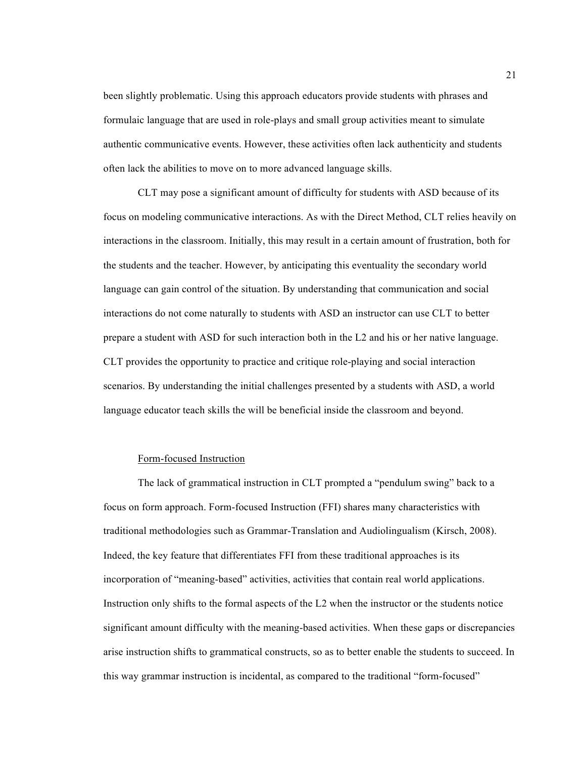been slightly problematic. Using this approach educators provide students with phrases and formulaic language that are used in role-plays and small group activities meant to simulate authentic communicative events. However, these activities often lack authenticity and students often lack the abilities to move on to more advanced language skills.

CLT may pose a significant amount of difficulty for students with ASD because of its focus on modeling communicative interactions. As with the Direct Method, CLT relies heavily on interactions in the classroom. Initially, this may result in a certain amount of frustration, both for the students and the teacher. However, by anticipating this eventuality the secondary world language can gain control of the situation. By understanding that communication and social interactions do not come naturally to students with ASD an instructor can use CLT to better prepare a student with ASD for such interaction both in the L2 and his or her native language. CLT provides the opportunity to practice and critique role-playing and social interaction scenarios. By understanding the initial challenges presented by a students with ASD, a world language educator teach skills the will be beneficial inside the classroom and beyond.

### Form-focused Instruction

The lack of grammatical instruction in CLT prompted a "pendulum swing" back to a focus on form approach. Form-focused Instruction (FFI) shares many characteristics with traditional methodologies such as Grammar-Translation and Audiolingualism (Kirsch, 2008). Indeed, the key feature that differentiates FFI from these traditional approaches is its incorporation of "meaning-based" activities, activities that contain real world applications. Instruction only shifts to the formal aspects of the L2 when the instructor or the students notice significant amount difficulty with the meaning-based activities. When these gaps or discrepancies arise instruction shifts to grammatical constructs, so as to better enable the students to succeed. In this way grammar instruction is incidental, as compared to the traditional "form-focused"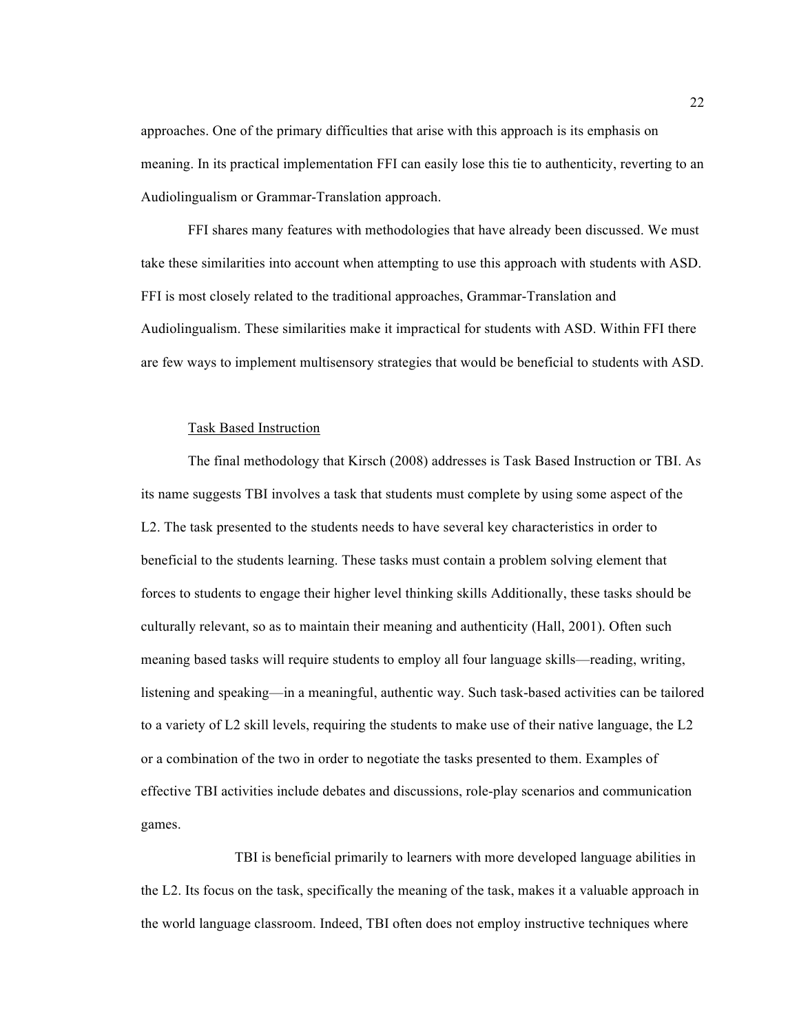approaches. One of the primary difficulties that arise with this approach is its emphasis on meaning. In its practical implementation FFI can easily lose this tie to authenticity, reverting to an Audiolingualism or Grammar-Translation approach.

FFI shares many features with methodologies that have already been discussed. We must take these similarities into account when attempting to use this approach with students with ASD. FFI is most closely related to the traditional approaches, Grammar-Translation and Audiolingualism. These similarities make it impractical for students with ASD. Within FFI there are few ways to implement multisensory strategies that would be beneficial to students with ASD.

### Task Based Instruction

The final methodology that Kirsch (2008) addresses is Task Based Instruction or TBI. As its name suggests TBI involves a task that students must complete by using some aspect of the L2. The task presented to the students needs to have several key characteristics in order to beneficial to the students learning. These tasks must contain a problem solving element that forces to students to engage their higher level thinking skills Additionally, these tasks should be culturally relevant, so as to maintain their meaning and authenticity (Hall, 2001). Often such meaning based tasks will require students to employ all four language skills—reading, writing, listening and speaking—in a meaningful, authentic way. Such task-based activities can be tailored to a variety of L2 skill levels, requiring the students to make use of their native language, the L2 or a combination of the two in order to negotiate the tasks presented to them. Examples of effective TBI activities include debates and discussions, role-play scenarios and communication games.

TBI is beneficial primarily to learners with more developed language abilities in the L2. Its focus on the task, specifically the meaning of the task, makes it a valuable approach in the world language classroom. Indeed, TBI often does not employ instructive techniques where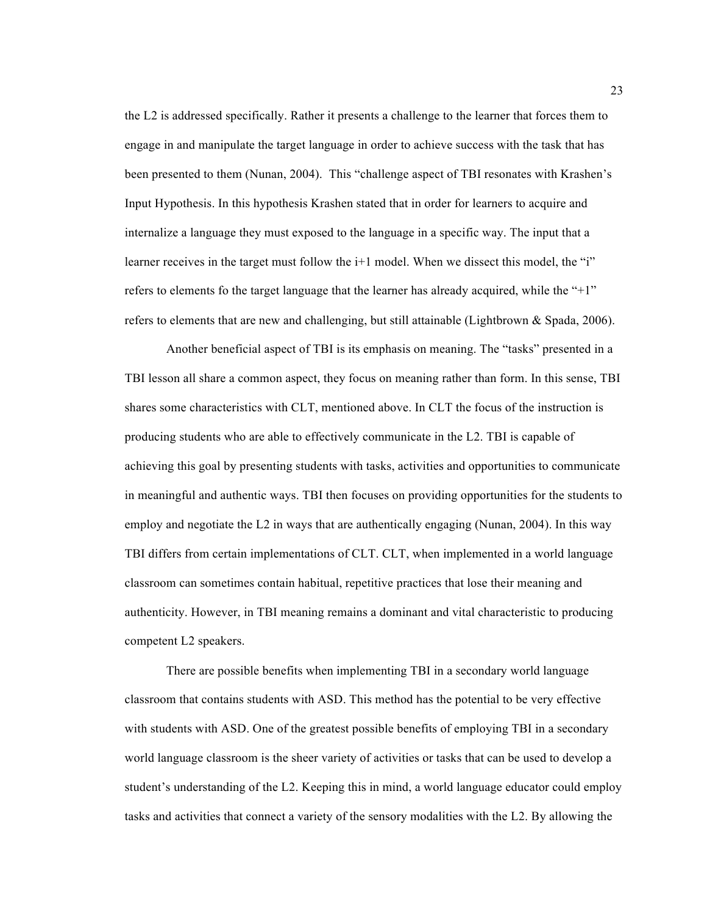the L2 is addressed specifically. Rather it presents a challenge to the learner that forces them to engage in and manipulate the target language in order to achieve success with the task that has been presented to them (Nunan, 2004). This "challenge aspect of TBI resonates with Krashen's Input Hypothesis. In this hypothesis Krashen stated that in order for learners to acquire and internalize a language they must exposed to the language in a specific way. The input that a learner receives in the target must follow the i+1 model. When we dissect this model, the "i" refers to elements fo the target language that the learner has already acquired, while the "+1" refers to elements that are new and challenging, but still attainable (Lightbrown & Spada, 2006).

Another beneficial aspect of TBI is its emphasis on meaning. The "tasks" presented in a TBI lesson all share a common aspect, they focus on meaning rather than form. In this sense, TBI shares some characteristics with CLT, mentioned above. In CLT the focus of the instruction is producing students who are able to effectively communicate in the L2. TBI is capable of achieving this goal by presenting students with tasks, activities and opportunities to communicate in meaningful and authentic ways. TBI then focuses on providing opportunities for the students to employ and negotiate the L2 in ways that are authentically engaging (Nunan, 2004). In this way TBI differs from certain implementations of CLT. CLT, when implemented in a world language classroom can sometimes contain habitual, repetitive practices that lose their meaning and authenticity. However, in TBI meaning remains a dominant and vital characteristic to producing competent L2 speakers.

There are possible benefits when implementing TBI in a secondary world language classroom that contains students with ASD. This method has the potential to be very effective with students with ASD. One of the greatest possible benefits of employing TBI in a secondary world language classroom is the sheer variety of activities or tasks that can be used to develop a student's understanding of the L2. Keeping this in mind, a world language educator could employ tasks and activities that connect a variety of the sensory modalities with the L2. By allowing the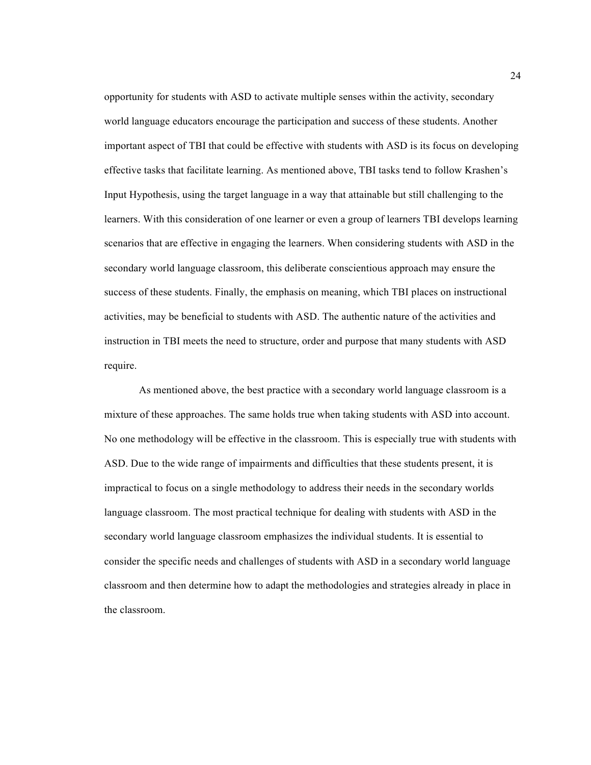opportunity for students with ASD to activate multiple senses within the activity, secondary world language educators encourage the participation and success of these students. Another important aspect of TBI that could be effective with students with ASD is its focus on developing effective tasks that facilitate learning. As mentioned above, TBI tasks tend to follow Krashen's Input Hypothesis, using the target language in a way that attainable but still challenging to the learners. With this consideration of one learner or even a group of learners TBI develops learning scenarios that are effective in engaging the learners. When considering students with ASD in the secondary world language classroom, this deliberate conscientious approach may ensure the success of these students. Finally, the emphasis on meaning, which TBI places on instructional activities, may be beneficial to students with ASD. The authentic nature of the activities and instruction in TBI meets the need to structure, order and purpose that many students with ASD require.

As mentioned above, the best practice with a secondary world language classroom is a mixture of these approaches. The same holds true when taking students with ASD into account. No one methodology will be effective in the classroom. This is especially true with students with ASD. Due to the wide range of impairments and difficulties that these students present, it is impractical to focus on a single methodology to address their needs in the secondary worlds language classroom. The most practical technique for dealing with students with ASD in the secondary world language classroom emphasizes the individual students. It is essential to consider the specific needs and challenges of students with ASD in a secondary world language classroom and then determine how to adapt the methodologies and strategies already in place in the classroom.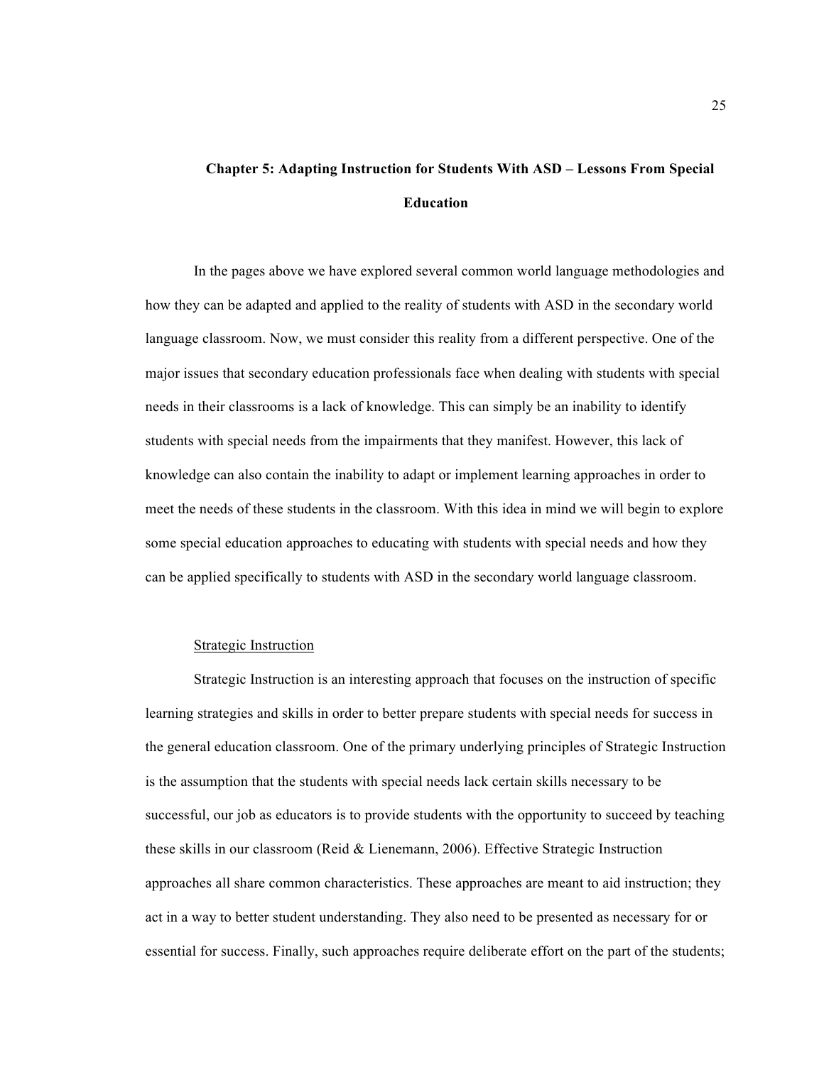## Chapter 5: Adapting Instruction for Students With ASD – Lessons From Special Education

In the pages above we have explored several common world language methodologies and how they can be adapted and applied to the reality of students with ASD in the secondary world language classroom. Now, we must consider this reality from a different perspective. One of the major issues that secondary education professionals face when dealing with students with special needs in their classrooms is a lack of knowledge. This can simply be an inability to identify students with special needs from the impairments that they manifest. However, this lack of knowledge can also contain the inability to adapt or implement learning approaches in order to meet the needs of these students in the classroom. With this idea in mind we will begin to explore some special education approaches to educating with students with special needs and how they can be applied specifically to students with ASD in the secondary world language classroom.

### Strategic Instruction

Strategic Instruction is an interesting approach that focuses on the instruction of specific learning strategies and skills in order to better prepare students with special needs for success in the general education classroom. One of the primary underlying principles of Strategic Instruction is the assumption that the students with special needs lack certain skills necessary to be successful, our job as educators is to provide students with the opportunity to succeed by teaching these skills in our classroom (Reid & Lienemann, 2006). Effective Strategic Instruction approaches all share common characteristics. These approaches are meant to aid instruction; they act in a way to better student understanding. They also need to be presented as necessary for or essential for success. Finally, such approaches require deliberate effort on the part of the students;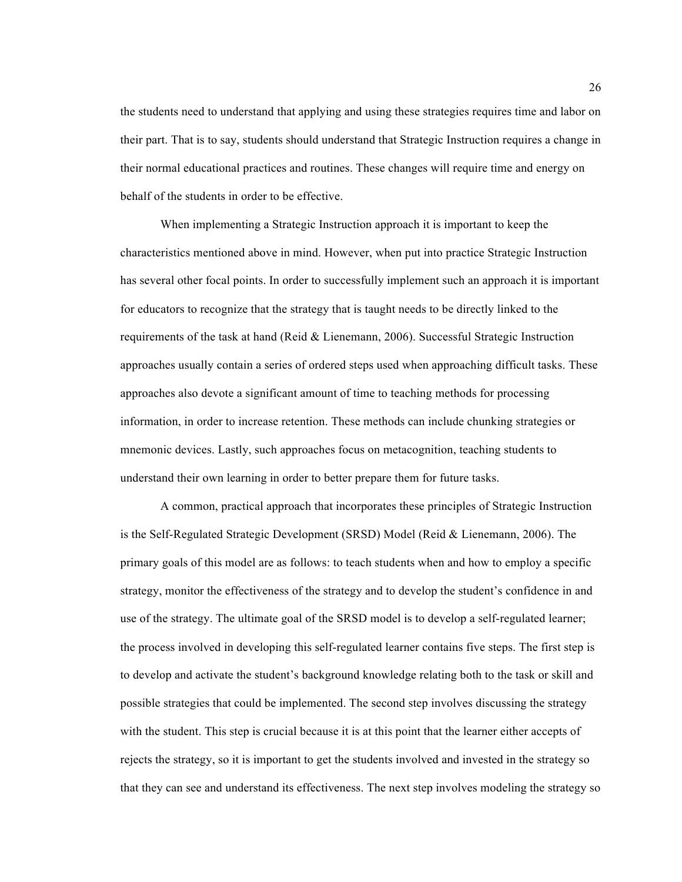the students need to understand that applying and using these strategies requires time and labor on their part. That is to say, students should understand that Strategic Instruction requires a change in their normal educational practices and routines. These changes will require time and energy on behalf of the students in order to be effective.

When implementing a Strategic Instruction approach it is important to keep the characteristics mentioned above in mind. However, when put into practice Strategic Instruction has several other focal points. In order to successfully implement such an approach it is important for educators to recognize that the strategy that is taught needs to be directly linked to the requirements of the task at hand (Reid & Lienemann, 2006). Successful Strategic Instruction approaches usually contain a series of ordered steps used when approaching difficult tasks. These approaches also devote a significant amount of time to teaching methods for processing information, in order to increase retention. These methods can include chunking strategies or mnemonic devices. Lastly, such approaches focus on metacognition, teaching students to understand their own learning in order to better prepare them for future tasks.

A common, practical approach that incorporates these principles of Strategic Instruction is the Self-Regulated Strategic Development (SRSD) Model (Reid & Lienemann, 2006). The primary goals of this model are as follows: to teach students when and how to employ a specific strategy, monitor the effectiveness of the strategy and to develop the student's confidence in and use of the strategy. The ultimate goal of the SRSD model is to develop a self-regulated learner; the process involved in developing this self-regulated learner contains five steps. The first step is to develop and activate the student's background knowledge relating both to the task or skill and possible strategies that could be implemented. The second step involves discussing the strategy with the student. This step is crucial because it is at this point that the learner either accepts of rejects the strategy, so it is important to get the students involved and invested in the strategy so that they can see and understand its effectiveness. The next step involves modeling the strategy so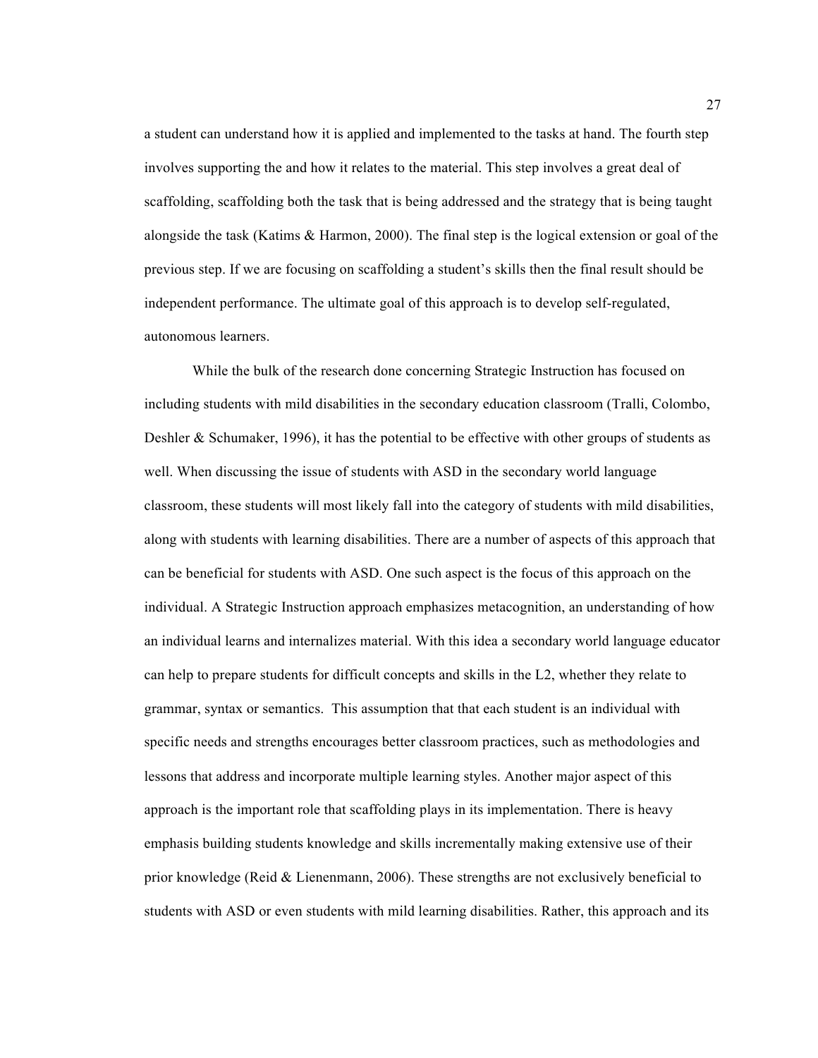a student can understand how it is applied and implemented to the tasks at hand. The fourth step involves supporting the and how it relates to the material. This step involves a great deal of scaffolding, scaffolding both the task that is being addressed and the strategy that is being taught alongside the task (Katims & Harmon, 2000). The final step is the logical extension or goal of the previous step. If we are focusing on scaffolding a student's skills then the final result should be independent performance. The ultimate goal of this approach is to develop self-regulated, autonomous learners.

While the bulk of the research done concerning Strategic Instruction has focused on including students with mild disabilities in the secondary education classroom (Tralli, Colombo, Deshler & Schumaker, 1996), it has the potential to be effective with other groups of students as well. When discussing the issue of students with ASD in the secondary world language classroom, these students will most likely fall into the category of students with mild disabilities, along with students with learning disabilities. There are a number of aspects of this approach that can be beneficial for students with ASD. One such aspect is the focus of this approach on the individual. A Strategic Instruction approach emphasizes metacognition, an understanding of how an individual learns and internalizes material. With this idea a secondary world language educator can help to prepare students for difficult concepts and skills in the L2, whether they relate to grammar, syntax or semantics.  This assumption that that each student is an individual with specific needs and strengths encourages better classroom practices, such as methodologies and lessons that address and incorporate multiple learning styles. Another major aspect of this approach is the important role that scaffolding plays in its implementation. There is heavy emphasis building students knowledge and skills incrementally making extensive use of their prior knowledge (Reid & Lienenmann, 2006). These strengths are not exclusively beneficial to students with ASD or even students with mild learning disabilities. Rather, this approach and its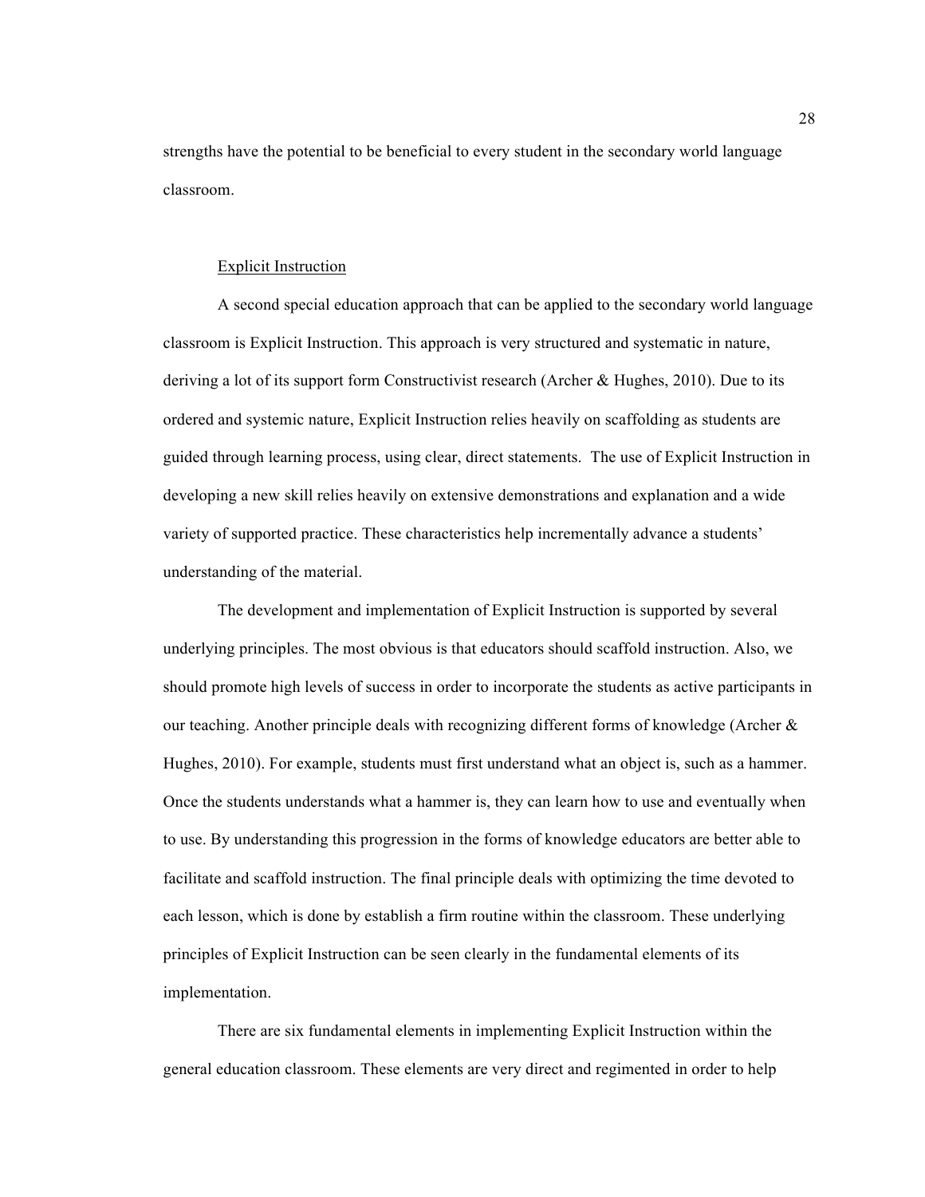strengths have the potential to be beneficial to every student in the secondary world language classroom.

## Explicit Instruction

A second special education approach that can be applied to the secondary world language classroom is Explicit Instruction. This approach is very structured and systematic in nature, deriving a lot of its support form Constructivist research (Archer & Hughes, 2010). Due to its ordered and systemic nature, Explicit Instruction relies heavily on scaffolding as students are guided through learning process, using clear, direct statements. The use of Explicit Instruction in developing a new skill relies heavily on extensive demonstrations and explanation and a wide variety of supported practice. These characteristics help incrementally advance a students' understanding of the material.

The development and implementation of Explicit Instruction is supported by several underlying principles. The most obvious is that educators should scaffold instruction. Also, we should promote high levels of success in order to incorporate the students as active participants in our teaching. Another principle deals with recognizing different forms of knowledge (Archer & Hughes, 2010). For example, students must first understand what an object is, such as a hammer. Once the students understands what a hammer is, they can learn how to use and eventually when to use. By understanding this progression in the forms of knowledge educators are better able to facilitate and scaffold instruction. The final principle deals with optimizing the time devoted to each lesson, which is done by establish a firm routine within the classroom. These underlying principles of Explicit Instruction can be seen clearly in the fundamental elements of its implementation.

There are six fundamental elements in implementing Explicit Instruction within the general education classroom. These elements are very direct and regimented in order to help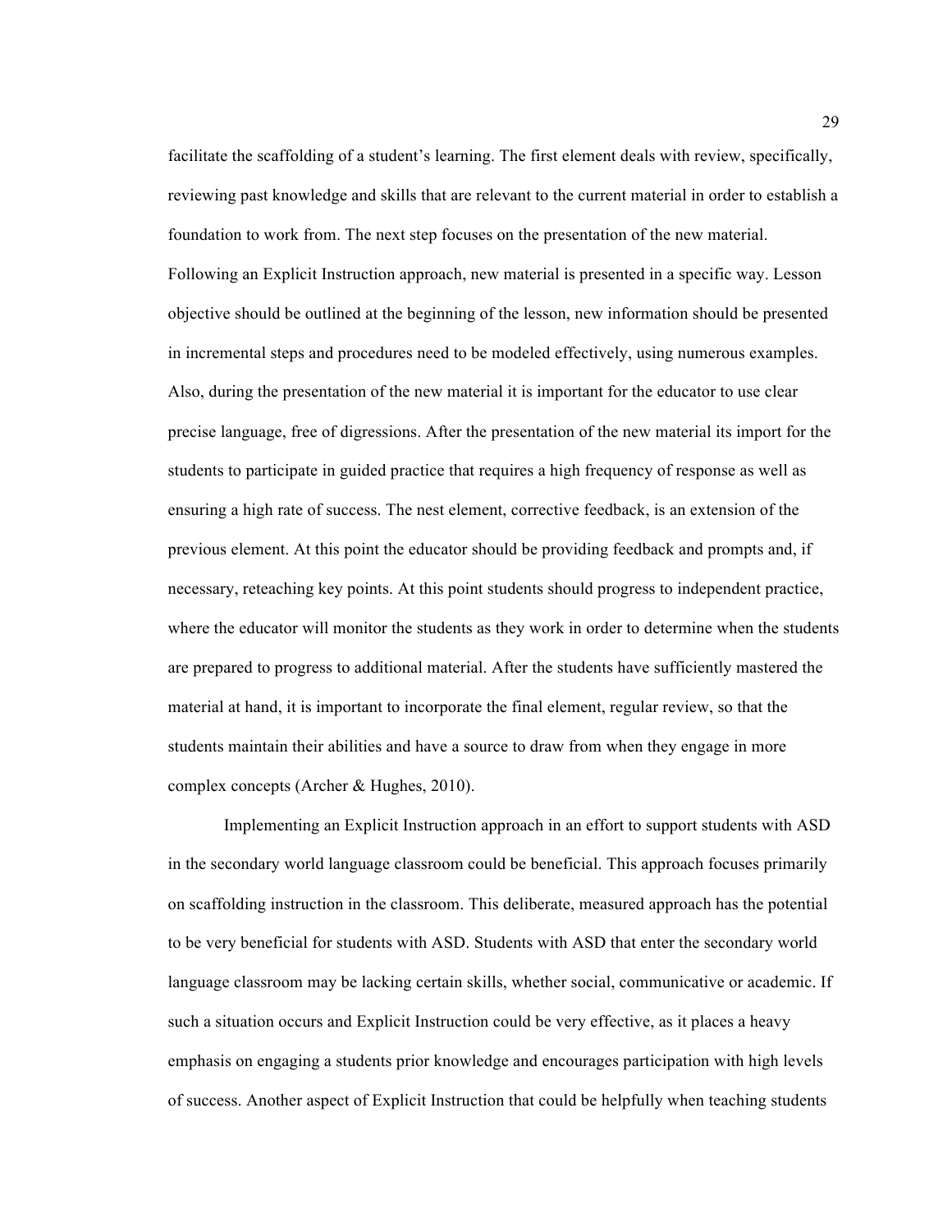facilitate the scaffolding of a student's learning. The first element deals with review, specifically, reviewing past knowledge and skills that are relevant to the current material in order to establish a foundation to work from. The next step focuses on the presentation of the new material. Following an Explicit Instruction approach, new material is presented in a specific way. Lesson objective should be outlined at the beginning of the lesson, new information should be presented in incremental steps and procedures need to be modeled effectively, using numerous examples. Also, during the presentation of the new material it is important for the educator to use clear precise language, free of digressions. After the presentation of the new material its import for the students to participate in guided practice that requires a high frequency of response as well as ensuring a high rate of success. The nest element, corrective feedback, is an extension of the previous element. At this point the educator should be providing feedback and prompts and, if necessary, reteaching key points. At this point students should progress to independent practice, where the educator will monitor the students as they work in order to determine when the students are prepared to progress to additional material. After the students have sufficiently mastered the material at hand, it is important to incorporate the final element, regular review, so that the students maintain their abilities and have a source to draw from when they engage in more complex concepts (Archer & Hughes, 2010).

Implementing an Explicit Instruction approach in an effort to support students with ASD in the secondary world language classroom could be beneficial. This approach focuses primarily on scaffolding instruction in the classroom. This deliberate, measured approach has the potential to be very beneficial for students with ASD. Students with ASD that enter the secondary world language classroom may be lacking certain skills, whether social, communicative or academic. If such a situation occurs and Explicit Instruction could be very effective, as it places a heavy emphasis on engaging a students prior knowledge and encourages participation with high levels of success. Another aspect of Explicit Instruction that could be helpfully when teaching students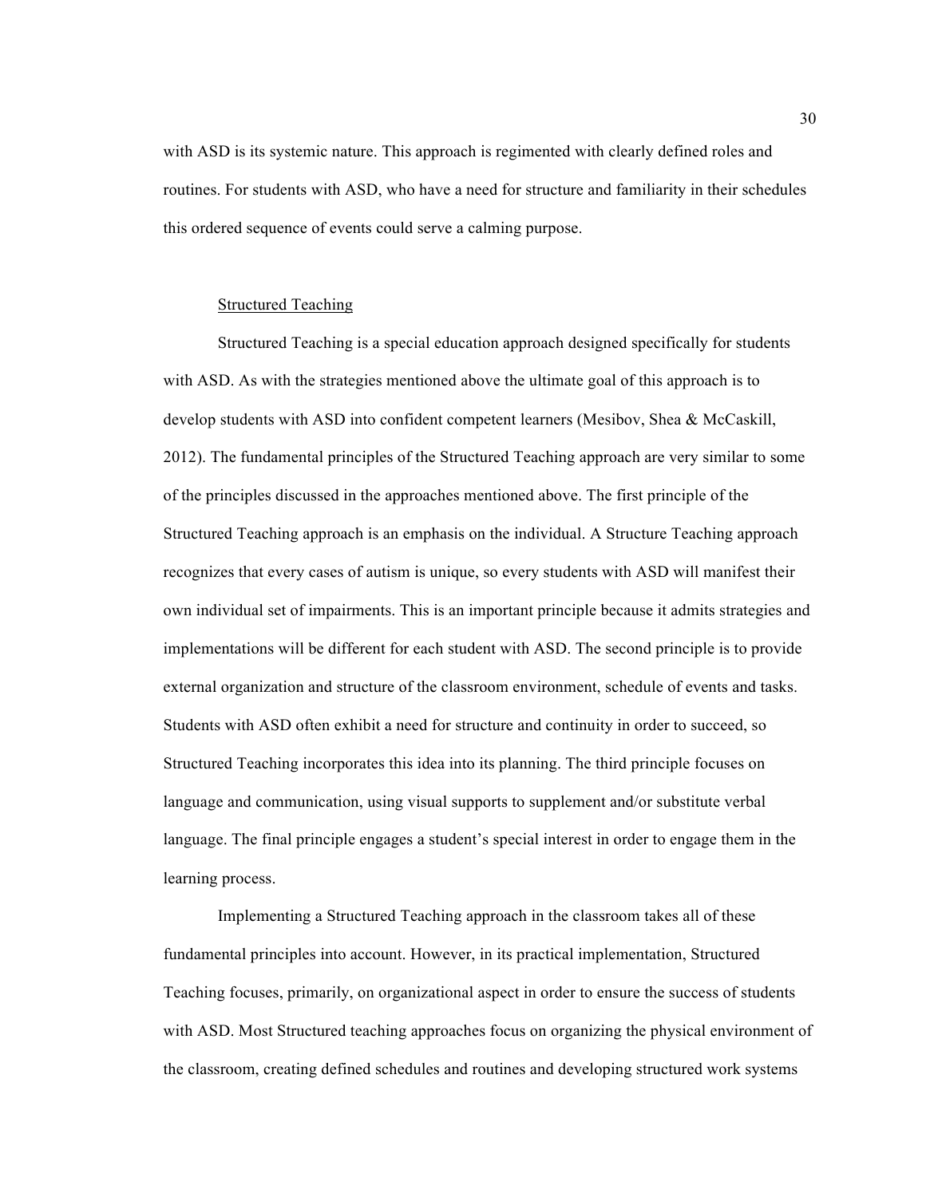with ASD is its systemic nature. This approach is regimented with clearly defined roles and routines. For students with ASD, who have a need for structure and familiarity in their schedules this ordered sequence of events could serve a calming purpose.

<u>Structured Teaching</u>

Structured Teaching is a special education approach designed specifically for students with ASD. As with the strategies mentioned above the ultimate goal of this approach is to develop students with ASD into confident competent learners (Mesibov, Shea & McCaskill, 2012). The fundamental principles of the Structured Teaching approach are very similar to some of the principles discussed in the approaches mentioned above. The first principle of the Structured Teaching approach is an emphasis on the individual. A Structure Teaching approach recognizes that every cases of autism is unique, so every students with ASD will manifest their own individual set of impairments. This is an important principle because it admits strategies and implementations will be different for each student with ASD. The second principle is to provide external organization and structure of the classroom environment, schedule of events and tasks. Students with ASD often exhibit a need for structure and continuity in order to succeed, so Structured Teaching incorporates this idea into its planning. The third principle focuses on language and communication, using visual supports to supplement and/or substitute verbal language. The final principle engages a student's special interest in order to engage them in the learning process.

Implementing a Structured Teaching approach in the classroom takes all of these fundamental principles into account. However, in its practical implementation, Structured Teaching focuses, primarily, on organizational aspect in order to ensure the success of students with ASD. Most Structured teaching approaches focus on organizing the physical environment of the classroom, creating defined schedules and routines and developing structured work systems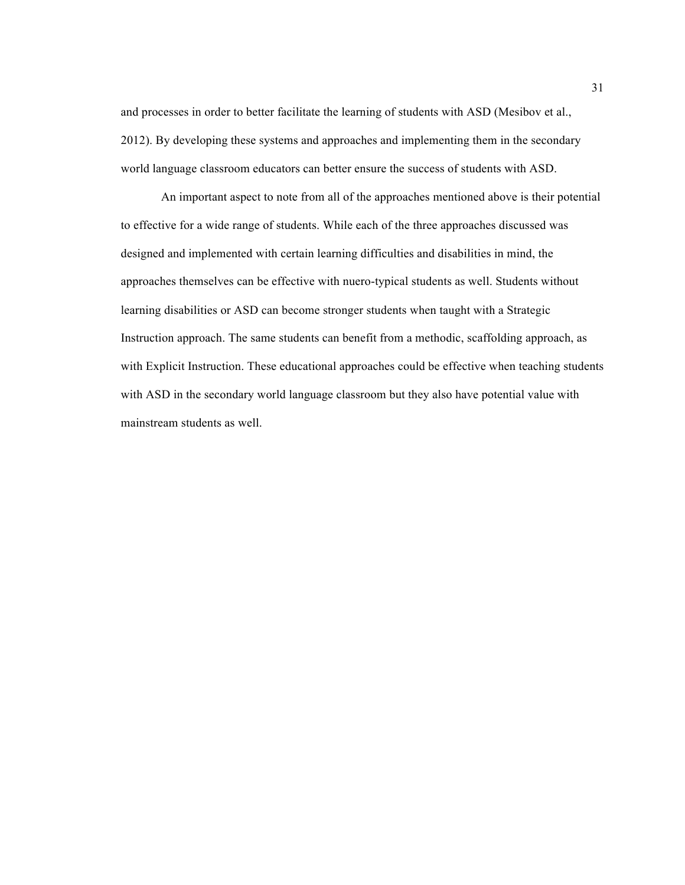and processes in order to better facilitate the learning of students with ASD (Mesibov et al., 2012). By developing these systems and approaches and implementing them in the secondary world language classroom educators can better ensure the success of students with ASD.

An important aspect to note from all of the approaches mentioned above is their potential to effective for a wide range of students. While each of the three approaches discussed was designed and implemented with certain learning difficulties and disabilities in mind, the approaches themselves can be effective with nuero-typical students as well. Students without learning disabilities or ASD can become stronger students when taught with a Strategic Instruction approach. The same students can benefit from a methodic, scaffolding approach, as with Explicit Instruction. These educational approaches could be effective when teaching students with ASD in the secondary world language classroom but they also have potential value with mainstream students as well.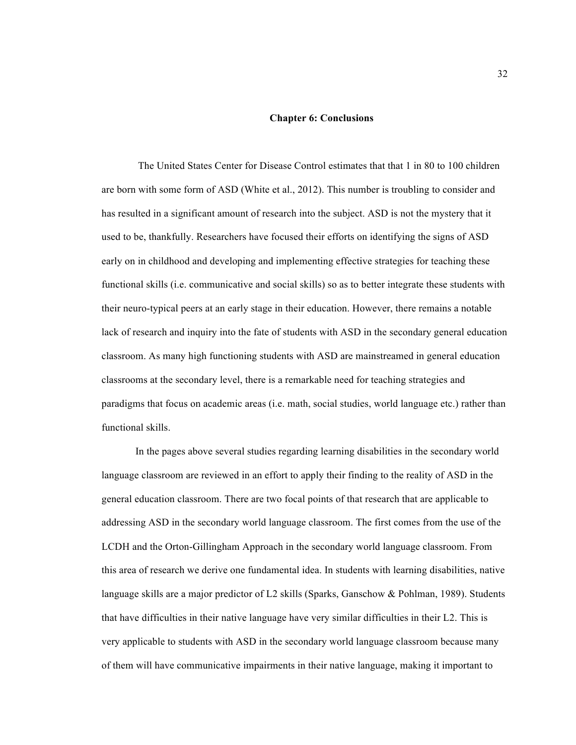## Chapter 6: Conclusions

The United States Center for Disease Control estimates that that 1 in 80 to 100 children are born with some form of ASD (White et al., 2012). This number is troubling to consider and has resulted in a significant amount of research into the subject. ASD is not the mystery that it used to be, thankfully. Researchers have focused their efforts on identifying the signs of ASD early on in childhood and developing and implementing effective strategies for teaching these functional skills (i.e. communicative and social skills) so as to better integrate these students with their neuro-typical peers at an early stage in their education. However, there remains a notable lack of research and inquiry into the fate of students with ASD in the secondary general education classroom. As many high functioning students with ASD are mainstreamed in general education classrooms at the secondary level, there is a remarkable need for teaching strategies and paradigms that focus on academic areas (i.e. math, social studies, world language etc.) rather than functional skills.

In the pages above several studies regarding learning disabilities in the secondary world language classroom are reviewed in an effort to apply their finding to the reality of ASD in the general education classroom. There are two focal points of that research that are applicable to addressing ASD in the secondary world language classroom. The first comes from the use of the LCDH and the Orton-Gillingham Approach in the secondary world language classroom. From this area of research we derive one fundamental idea. In students with learning disabilities, native language skills are a major predictor of L2 skills (Sparks, Ganschow & Pohlman, 1989). Students that have difficulties in their native language have very similar difficulties in their L2. This is very applicable to students with ASD in the secondary world language classroom because many of them will have communicative impairments in their native language, making it important to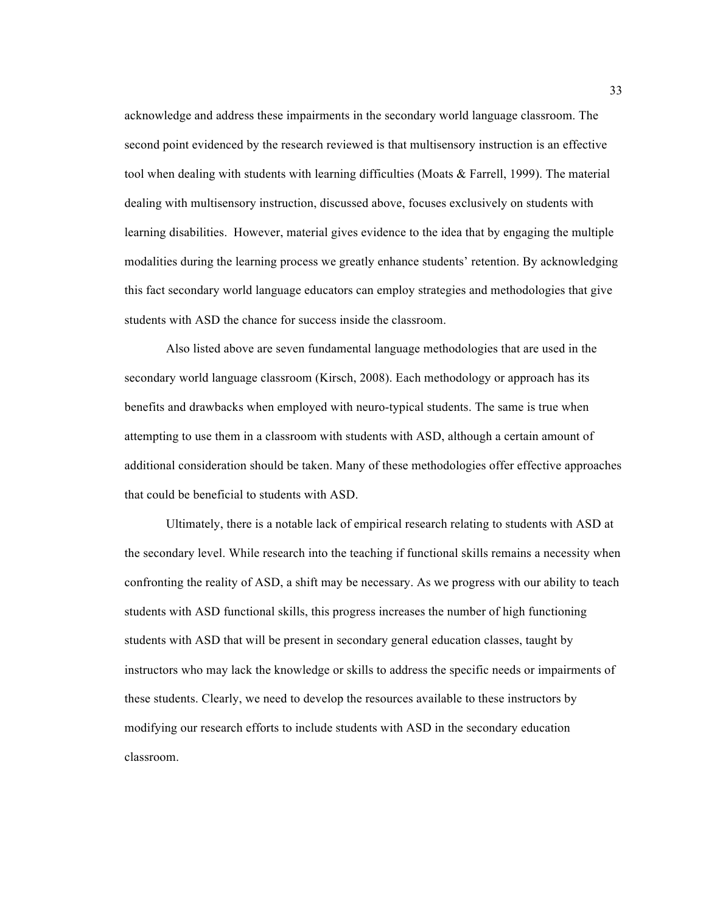acknowledge and address these impairments in the secondary world language classroom. The second point evidenced by the research reviewed is that multisensory instruction is an effective tool when dealing with students with learning difficulties (Moats & Farrell, 1999). The material dealing with multisensory instruction, discussed above, focuses exclusively on students with learning disabilities. However, material gives evidence to the idea that by engaging the multiple modalities during the learning process we greatly enhance students' retention. By acknowledging this fact secondary world language educators can employ strategies and methodologies that give students with ASD the chance for success inside the classroom.

Also listed above are seven fundamental language methodologies that are used in the secondary world language classroom (Kirsch, 2008). Each methodology or approach has its benefits and drawbacks when employed with neuro-typical students. The same is true when attempting to use them in a classroom with students with ASD, although a certain amount of additional consideration should be taken. Many of these methodologies offer effective approaches that could be beneficial to students with ASD.

Ultimately, there is a notable lack of empirical research relating to students with ASD at the secondary level. While research into the teaching if functional skills remains a necessity when confronting the reality of ASD, a shift may be necessary. As we progress with our ability to teach students with ASD functional skills, this progress increases the number of high functioning students with ASD that will be present in secondary general education classes, taught by instructors who may lack the knowledge or skills to address the specific needs or impairments of these students. Clearly, we need to develop the resources available to these instructors by modifying our research efforts to include students with ASD in the secondary education classroom.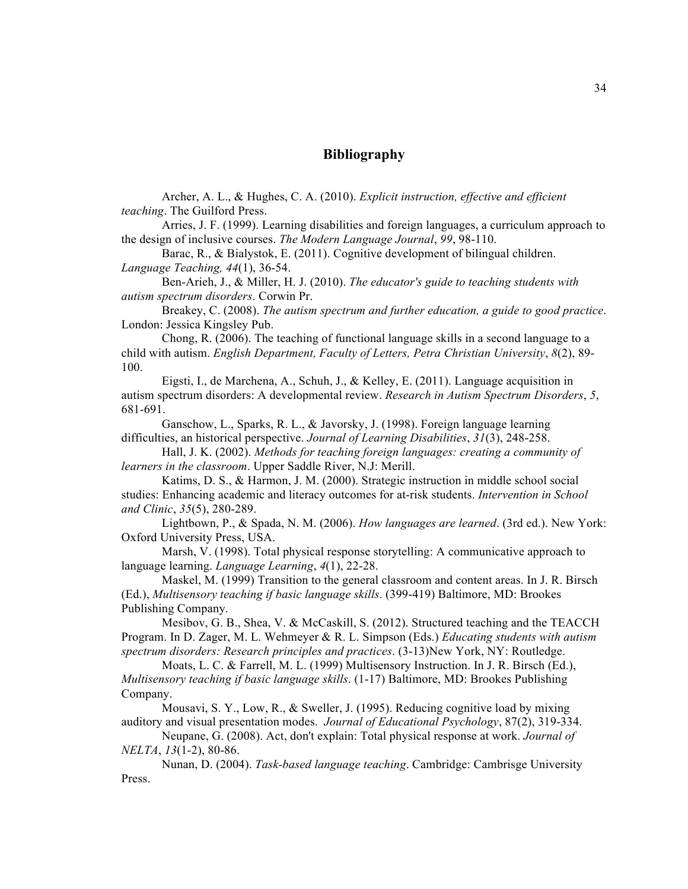# Bibliography

Archer, A. L., & Hughes, C. A. (2010). *Explicit instruction, effective and efficient teaching*. The Guilford Press.

Arries, J. F. (1999). Learning disabilities and foreign languages, a curriculum approach to the design of inclusive courses. *The Modern Language Journal*, *99*, 98-110.

Barac, R., & Bialystok, E. (2011). Cognitive development of bilingual children. *Language Teaching, 44*(1), 36-54.

Ben-Arieh, J., & Miller, H. J. (2010). *The educator's guide to teaching students with autism spectrum disorders*. Corwin Pr.

Breakey, C. (2008). *The autism spectrum and further education, a guide to good practice*. London: Jessica Kingsley Pub.

Chong, R. (2006). The teaching of functional language skills in a second language to a child with autism. *English Department, Faculty of Letters, Petra Christian University*, *8*(2), 89-100.

Eigsti, I., de Marchena, A., Schuh, J., & Kelley, E. (2011). Language acquisition in autism spectrum disorders: A developmental review. *Research in Autism Spectrum Disorders*, *5*, 681-691.

Ganschow, L., Sparks, R. L., & Javorsky, J. (1998). Foreign language learning difficulties, an historical perspective. *Journal of Learning Disabilities*, *31*(3), 248-258.

Hall, J. K. (2002). *Methods for teaching foreign languages: creating a community of learners in the classroom*. Upper Saddle River, N.J: Merill.

Katims, D. S., & Harmon, J. M. (2000). Strategic instruction in middle school social studies: Enhancing academic and literacy outcomes for at-risk students. *Intervention in School and Clinic*, *35*(5), 280-289.

Lightbown, P., & Spada, N. M. (2006). *How languages are learned*. (3rd ed.). New York: Oxford University Press, USA.

Marsh, V. (1998). Total physical response storytelling: A communicative approach to language learning. *Language Learning*, *4*(1), 22-28.

Maskel, M. (1999) Transition to the general classroom and content areas. In J. R. Birsch (Ed.), *Multisensory teaching if basic language skills*. (399-419) Baltimore, MD: Brookes Publishing Company.

Mesibov, G. B., Shea, V. & McCaskill, S. (2012). Structured teaching and the TEACCH Program. In D. Zager, M. L. Wehmeyer & R. L. Simpson (Eds.) *Educating students with autism spectrum disorders: Research principles and practices*. (3-13)New York, NY: Routledge.

Moats, L. C. & Farrell, M. L. (1999) Multisensory Instruction. In J. R. Birsch (Ed.), *Multisensory teaching if basic language skills*. (1-17) Baltimore, MD: Brookes Publishing Company.

Mousavi, S. Y., Low, R., & Sweller, J. (1995). Reducing cognitive load by mixing auditory and visual presentation modes. *Journal of Educational Psychology*, 87(2), 319-334.

Neupane, G. (2008). Act, don't explain: Total physical response at work. *Journal of NELTA*, *13*(1-2), 80-86.

Nunan, D. (2004). *Task-based language teaching*. Cambridge: Cambrisge University Press.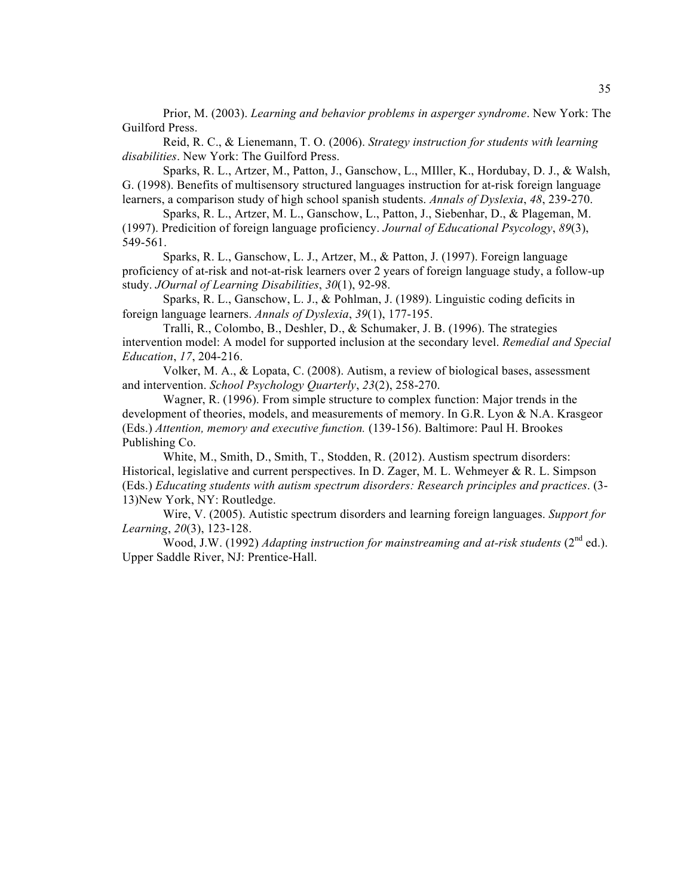Prior, M. (2003). *Learning and behavior problems in asperger syndrome*. New York: The Guilford Press.

Reid, R. C., & Lienemann, T. O. (2006). *Strategy instruction for students with learning disabilities*. New York: The Guilford Press.

Sparks, R. L., Artzer, M., Patton, J., Ganschow, L., MIller, K., Hordubay, D. J., & Walsh, G. (1998). Benefits of multisensory structured languages instruction for at-risk foreign language learners, a comparison study of high school spanish students. *Annals of Dyslexia*, *48*, 239-270.

Sparks, R. L., Artzer, M. L., Ganschow, L., Patton, J., Siebenhar, D., & Plageman, M. (1997). Predicition of foreign language proficiency. *Journal of Educational Psycology*, *89*(3), 549-561.

Sparks, R. L., Ganschow, L. J., Artzer, M., & Patton, J. (1997). Foreign language proficiency of at-risk and not-at-risk learners over 2 years of foreign language study, a follow-up study. *JOurnal of Learning Disabilities*, *30*(1), 92-98.

Sparks, R. L., Ganschow, L. J., & Pohlman, J. (1989). Linguistic coding deficits in foreign language learners. *Annals of Dyslexia*, *39*(1), 177-195.

Tralli, R., Colombo, B., Deshler, D., & Schumaker, J. B. (1996). The strategies intervention model: A model for supported inclusion at the secondary level. *Remedial and Special Education*, *17*, 204-216.

Volker, M. A., & Lopata, C. (2008). Autism, a review of biological bases, assessment and intervention. *School Psychology Quarterly*, *23*(2), 258-270.

Wagner, R. (1996). From simple structure to complex function: Major trends in the development of theories, models, and measurements of memory. In G.R. Lyon & N.A. Krasgeor (Eds.) *Attention, memory and executive function.* (139-156). Baltimore: Paul H. Brookes Publishing Co.

White, M., Smith, D., Smith, T., Stodden, R. (2012). Austism spectrum disorders: Historical, legislative and current perspectives. In D. Zager, M. L. Wehmeyer & R. L. Simpson (Eds.) *Educating students with autism spectrum disorders: Research principles and practices*. (3-13)New York, NY: Routledge.

Wire, V. (2005). Autistic spectrum disorders and learning foreign languages. *Support for Learning*, *20*(3), 123-128.

Wood, J.W. (1992) *Adapting instruction for mainstreaming and at-risk students* (2nd ed.). Upper Saddle River, NJ: Prentice-Hall.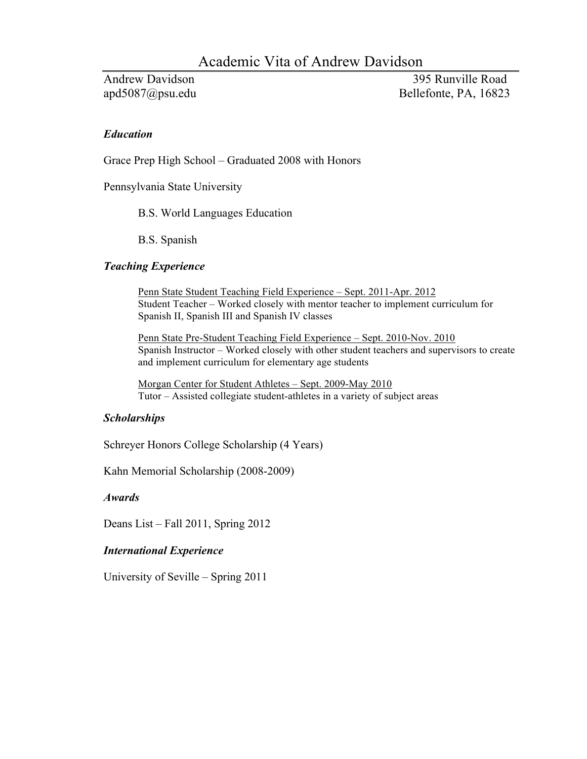# Academic Vita of Andrew Davidson

Andrew Davidson
apd5087@psu.edu

395 Runville Road
Bellefonte, PA, 16823

### *Education*

Grace Prep High School – Graduated 2008 with Honors

Pennsylvania State University

B.S. World Languages Education

B.S. Spanish

### *Teaching Experience*

Penn State Student Teaching Field Experience – Sept. 2011-Apr. 2012
Student Teacher – Worked closely with mentor teacher to implement curriculum for Spanish II, Spanish III and Spanish IV classes

Penn State Pre-Student Teaching Field Experience – Sept. 2010-Nov. 2010
Spanish Instructor – Worked closely with other student teachers and supervisors to create and implement curriculum for elementary age students

Morgan Center for Student Athletes – Sept. 2009-May 2010
Tutor – Assisted collegiate student-athletes in a variety of subject areas

### *Scholarships*

Schreyer Honors College Scholarship (4 Years)

Kahn Memorial Scholarship (2008-2009)

### *Awards*

Deans List – Fall 2011, Spring 2012

### *International Experience*

University of Seville – Spring 2011